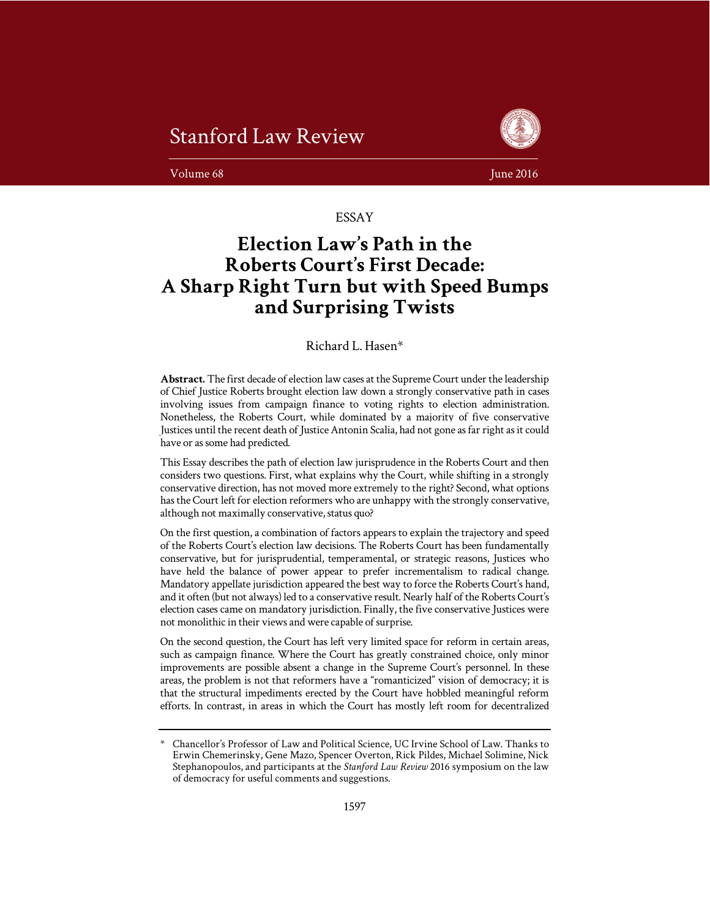Stanford Law Review

Volume 68 June 2016

ESSAY

# Election Law's Path in the Roberts Court's First Decade: A Sharp Right Turn but with Speed Bumps and Surprising Twists

Richard L. Hasen*

**Abstract.** The first decade of election law cases at the Supreme Court under the leadership of Chief Justice Roberts brought election law down a strongly conservative path in cases involving issues from campaign finance to voting rights to election administration. Nonetheless, the Roberts Court, while dominated by a majority of five conservative Justices until the recent death of Justice Antonin Scalia, had not gone as far right as it could have or as some had predicted.

This Essay describes the path of election law jurisprudence in the Roberts Court and then considers two questions. First, what explains why the Court, while shifting in a strongly conservative direction, has not moved more extremely to the right? Second, what options has the Court left for election reformers who are unhappy with the strongly conservative, although not maximally conservative, status quo?

On the first question, a combination of factors appears to explain the trajectory and speed of the Roberts Court's election law decisions. The Roberts Court has been fundamentally conservative, but for jurisprudential, temperamental, or strategic reasons, Justices who have held the balance of power appear to prefer incrementalism to radical change. Mandatory appellate jurisdiction appeared the best way to force the Roberts Court's hand, and it often (but not always) led to a conservative result. Nearly half of the Roberts Court's election cases came on mandatory jurisdiction. Finally, the five conservative Justices were not monolithic in their views and were capable of surprise.

On the second question, the Court has left very limited space for reform in certain areas, such as campaign finance. Where the Court has greatly constrained choice, only minor improvements are possible absent a change in the Supreme Court's personnel. In these areas, the problem is not that reformers have a "romanticized" vision of democracy; it is that the structural impediments erected by the Court have hobbled meaningful reform efforts. In contrast, in areas in which the Court has mostly left room for decentralized

---

\* Chancellor's Professor of Law and Political Science, UC Irvine School of Law. Thanks to Erwin Chemerinsky, Gene Mazo, Spencer Overton, Rick Pildes, Michael Solimine, Nick Stephanopoulos, and participants at the *Stanford Law Review* 2016 symposium on the law of democracy for useful comments and suggestions.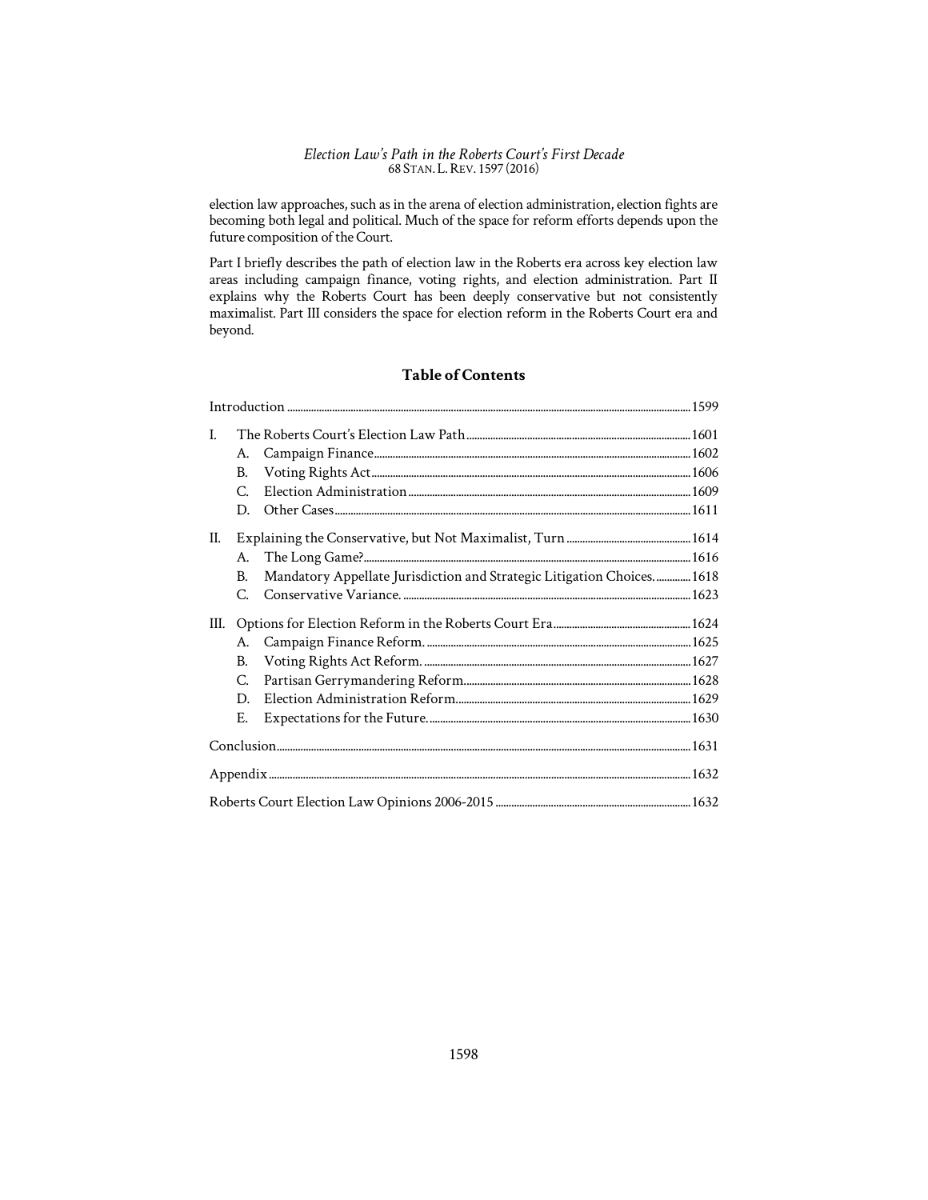election law approaches, such as in the arena of election administration, election fights are becoming both legal and political. Much of the space for reform efforts depends upon the future composition of the Court.

Part I briefly describes the path of election law in the Roberts era across key election law areas including campaign finance, voting rights, and election administration. Part II explains why the Roberts Court has been deeply conservative but not consistently maximalist. Part III considers the space for election reform in the Roberts Court era and beyond.

## Table of Contents

Introduction ........ 1599

I. The Roberts Court's Election Law Path ........ 1601
   - A. Campaign Finance ........ 1602
   - B. Voting Rights Act ........ 1606
   - C. Election Administration ........ 1609
   - D. Other Cases ........ 1611

II. Explaining the Conservative, but Not Maximalist, Turn ........ 1614
   - A. The Long Game? ........ 1616
   - B. Mandatory Appellate Jurisdiction and Strategic Litigation Choices. ........ 1618
   - C. Conservative Variance. ........ 1623

III. Options for Election Reform in the Roberts Court Era ........ 1624
   - A. Campaign Finance Reform. ........ 1625
   - B. Voting Rights Act Reform. ........ 1627
   - C. Partisan Gerrymandering Reform. ........ 1628
   - D. Election Administration Reform. ........ 1629
   - E. Expectations for the Future. ........ 1630

Conclusion ........ 1631

Appendix ........ 1632

Roberts Court Election Law Opinions 2006-2015 ........ 1632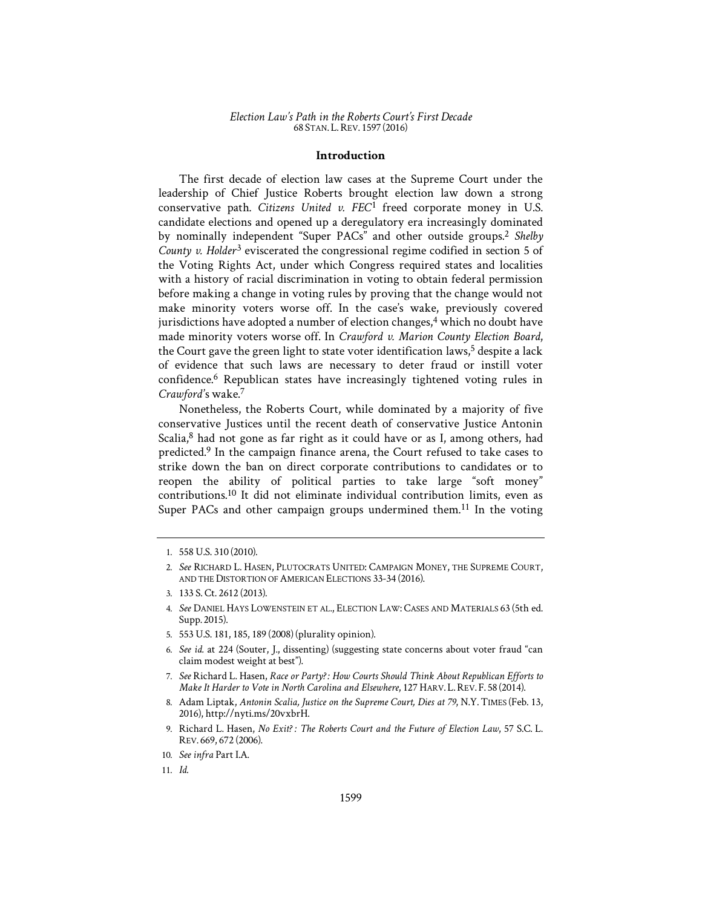## Introduction

The first decade of election law cases at the Supreme Court under the leadership of Chief Justice Roberts brought election law down a strong conservative path. *Citizens United v. FEC*[1] freed corporate money in U.S. candidate elections and opened up a deregulatory era increasingly dominated by nominally independent "Super PACs" and other outside groups.[2] *Shelby County v. Holder*[3] eviscerated the congressional regime codified in section 5 of the Voting Rights Act, under which Congress required states and localities with a history of racial discrimination in voting to obtain federal permission before making a change in voting rules by proving that the change would not make minority voters worse off. In the case's wake, previously covered jurisdictions have adopted a number of election changes,[4] which no doubt have made minority voters worse off. In *Crawford v. Marion County Election Board*, the Court gave the green light to state voter identification laws,[5] despite a lack of evidence that such laws are necessary to deter fraud or instill voter confidence.[6] Republican states have increasingly tightened voting rules in *Crawford*'s wake.[7]

Nonetheless, the Roberts Court, while dominated by a majority of five conservative Justices until the recent death of conservative Justice Antonin Scalia,[8] had not gone as far right as it could have or as I, among others, had predicted.[9] In the campaign finance arena, the Court refused to take cases to strike down the ban on direct corporate contributions to candidates or to reopen the ability of political parties to take large "soft money" contributions.[10] It did not eliminate individual contribution limits, even as Super PACs and other campaign groups undermined them.[11] In the voting

---

1. 558 U.S. 310 (2010).
2. *See* RICHARD L. HASEN, PLUTOCRATS UNITED: CAMPAIGN MONEY, THE SUPREME COURT, AND THE DISTORTION OF AMERICAN ELECTIONS 33-34 (2016).
3. 133 S. Ct. 2612 (2013).
4. *See* DANIEL HAYS LOWENSTEIN ET AL., ELECTION LAW: CASES AND MATERIALS 63 (5th ed. Supp. 2015).
5. 553 U.S. 181, 185, 189 (2008) (plurality opinion).
6. *See id.* at 224 (Souter, J., dissenting) (suggesting state concerns about voter fraud "can claim modest weight at best").
7. *See* Richard L. Hasen, *Race or Party?: How Courts Should Think About Republican Efforts to Make It Harder to Vote in North Carolina and Elsewhere*, 127 HARV. L. REV. F. 58 (2014).
8. Adam Liptak, *Antonin Scalia, Justice on the Supreme Court, Dies at 79*, N.Y. TIMES (Feb. 13, 2016), http://nyti.ms/20vxbrH.
9. Richard L. Hasen, *No Exit?: The Roberts Court and the Future of Election Law*, 57 S.C. L. REV. 669, 672 (2006).
10. *See infra* Part I.A.
11. *Id.*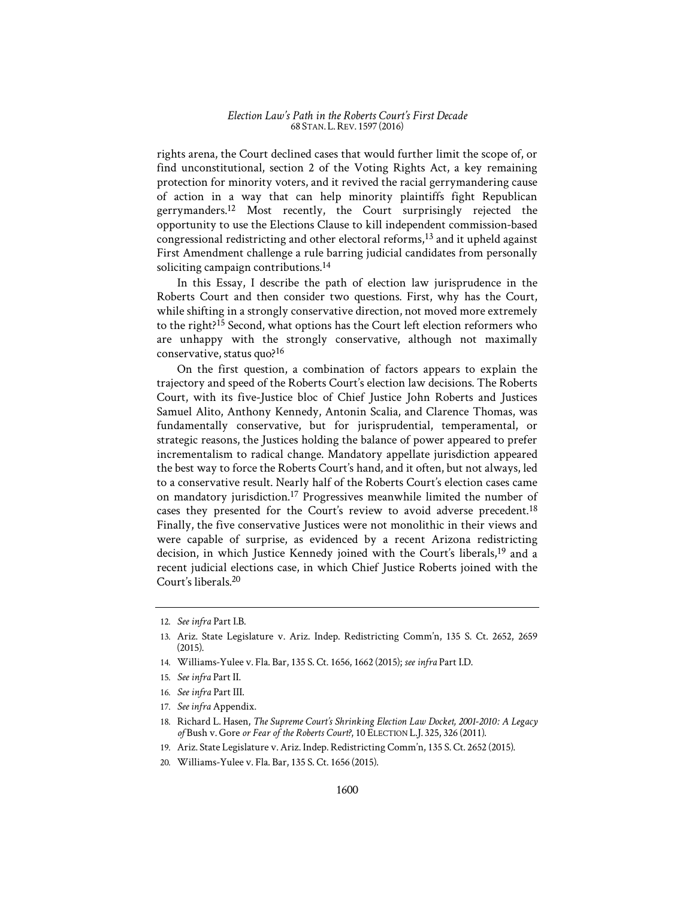rights arena, the Court declined cases that would further limit the scope of, or find unconstitutional, section 2 of the Voting Rights Act, a key remaining protection for minority voters, and it revived the racial gerrymandering cause of action in a way that can help minority plaintiffs fight Republican gerrymanders.[12] Most recently, the Court surprisingly rejected the opportunity to use the Elections Clause to kill independent commission-based congressional redistricting and other electoral reforms,[13] and it upheld against First Amendment challenge a rule barring judicial candidates from personally soliciting campaign contributions.[14]

In this Essay, I describe the path of election law jurisprudence in the Roberts Court and then consider two questions. First, why has the Court, while shifting in a strongly conservative direction, not moved more extremely to the right?[15] Second, what options has the Court left election reformers who are unhappy with the strongly conservative, although not maximally conservative, status quo?[16]

On the first question, a combination of factors appears to explain the trajectory and speed of the Roberts Court's election law decisions. The Roberts Court, with its five-Justice bloc of Chief Justice John Roberts and Justices Samuel Alito, Anthony Kennedy, Antonin Scalia, and Clarence Thomas, was fundamentally conservative, but for jurisprudential, temperamental, or strategic reasons, the Justices holding the balance of power appeared to prefer incrementalism to radical change. Mandatory appellate jurisdiction appeared the best way to force the Roberts Court's hand, and it often, but not always, led to a conservative result. Nearly half of the Roberts Court's election cases came on mandatory jurisdiction.[17] Progressives meanwhile limited the number of cases they presented for the Court's review to avoid adverse precedent.[18] Finally, the five conservative Justices were not monolithic in their views and were capable of surprise, as evidenced by a recent Arizona redistricting decision, in which Justice Kennedy joined with the Court's liberals,[19] and a recent judicial elections case, in which Chief Justice Roberts joined with the Court's liberals.[20]

---

12. *See infra* Part I.B.
13. Ariz. State Legislature v. Ariz. Indep. Redistricting Comm'n, 135 S. Ct. 2652, 2659 (2015).
14. Williams-Yulee v. Fla. Bar, 135 S. Ct. 1656, 1662 (2015); *see infra* Part I.D.
15. *See infra* Part II.
16. *See infra* Part III.
17. *See infra* Appendix.
18. Richard L. Hasen, *The Supreme Court's Shrinking Election Law Docket, 2001-2010: A Legacy of* Bush v. Gore *or Fear of the Roberts Court?*, 10 ELECTION L.J. 325, 326 (2011).
19. Ariz. State Legislature v. Ariz. Indep. Redistricting Comm'n, 135 S. Ct. 2652 (2015).
20. Williams-Yulee v. Fla. Bar, 135 S. Ct. 1656 (2015).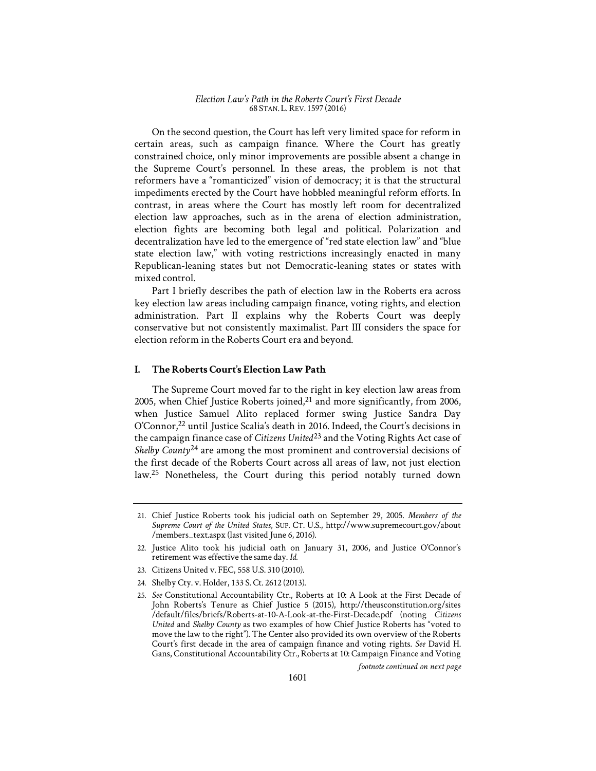On the second question, the Court has left very limited space for reform in certain areas, such as campaign finance. Where the Court has greatly constrained choice, only minor improvements are possible absent a change in the Supreme Court's personnel. In these areas, the problem is not that reformers have a "romanticized" vision of democracy; it is that the structural impediments erected by the Court have hobbled meaningful reform efforts. In contrast, in areas where the Court has mostly left room for decentralized election law approaches, such as in the arena of election administration, election fights are becoming both legal and political. Polarization and decentralization have led to the emergence of "red state election law" and "blue state election law," with voting restrictions increasingly enacted in many Republican-leaning states but not Democratic-leaning states or states with mixed control.

Part I briefly describes the path of election law in the Roberts era across key election law areas including campaign finance, voting rights, and election administration. Part II explains why the Roberts Court was deeply conservative but not consistently maximalist. Part III considers the space for election reform in the Roberts Court era and beyond.

## I. The Roberts Court's Election Law Path

The Supreme Court moved far to the right in key election law areas from 2005, when Chief Justice Roberts joined,[21] and more significantly, from 2006, when Justice Samuel Alito replaced former swing Justice Sandra Day O'Connor,[22] until Justice Scalia's death in 2016. Indeed, the Court's decisions in the campaign finance case of *Citizens United*[23] and the Voting Rights Act case of *Shelby County*[24] are among the most prominent and controversial decisions of the first decade of the Roberts Court across all areas of law, not just election law.[25] Nonetheless, the Court during this period notably turned down

---

21. Chief Justice Roberts took his judicial oath on September 29, 2005. *Members of the Supreme Court of the United States*, SUP. CT. U.S., http://www.supremecourt.gov/about/members_text.aspx (last visited June 6, 2016).

22. Justice Alito took his judicial oath on January 31, 2006, and Justice O'Connor's retirement was effective the same day. *Id.*

23. Citizens United v. FEC, 558 U.S. 310 (2010).

24. Shelby Cty. v. Holder, 133 S. Ct. 2612 (2013).

25. *See* Constitutional Accountability Ctr., Roberts at 10: A Look at the First Decade of John Roberts's Tenure as Chief Justice 5 (2015), http://theusconstitution.org/sites/default/files/briefs/Roberts-at-10-A-Look-at-the-First-Decade.pdf (noting *Citizens United* and *Shelby County* as two examples of how Chief Justice Roberts has "voted to move the law to the right"). The Center also provided its own overview of the Roberts Court's first decade in the area of campaign finance and voting rights. *See* David H. Gans, Constitutional Accountability Ctr., Roberts at 10: Campaign Finance and Voting

*footnote continued on next page*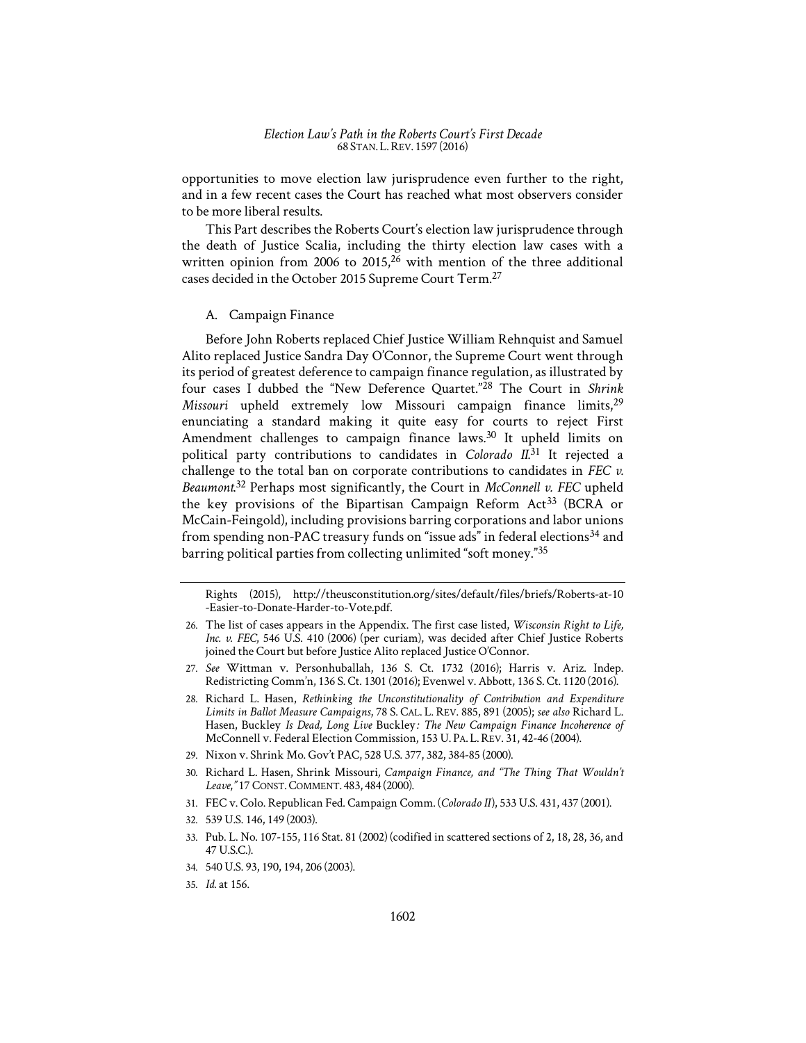opportunities to move election law jurisprudence even further to the right, and in a few recent cases the Court has reached what most observers consider to be more liberal results.

This Part describes the Roberts Court's election law jurisprudence through the death of Justice Scalia, including the thirty election law cases with a written opinion from 2006 to 2015,[26] with mention of the three additional cases decided in the October 2015 Supreme Court Term.[27]

### A. Campaign Finance

Before John Roberts replaced Chief Justice William Rehnquist and Samuel Alito replaced Justice Sandra Day O'Connor, the Supreme Court went through its period of greatest deference to campaign finance regulation, as illustrated by four cases I dubbed the "New Deference Quartet."[28] The Court in *Shrink Missouri* upheld extremely low Missouri campaign finance limits,[29] enunciating a standard making it quite easy for courts to reject First Amendment challenges to campaign finance laws.[30] It upheld limits on political party contributions to candidates in *Colorado II*.[31] It rejected a challenge to the total ban on corporate contributions to candidates in *FEC v. Beaumont*.[32] Perhaps most significantly, the Court in *McConnell v. FEC* upheld the key provisions of the Bipartisan Campaign Reform Act[33] (BCRA or McCain-Feingold), including provisions barring corporations and labor unions from spending non-PAC treasury funds on "issue ads" in federal elections[34] and barring political parties from collecting unlimited "soft money."[35]

---

Rights (2015), http://theusconstitution.org/sites/default/files/briefs/Roberts-at-10-Easier-to-Donate-Harder-to-Vote.pdf.

26. The list of cases appears in the Appendix. The first case listed, *Wisconsin Right to Life, Inc. v. FEC*, 546 U.S. 410 (2006) (per curiam), was decided after Chief Justice Roberts joined the Court but before Justice Alito replaced Justice O'Connor.

27. *See* Wittman v. Personhuballah, 136 S. Ct. 1732 (2016); Harris v. Ariz. Indep. Redistricting Comm'n, 136 S. Ct. 1301 (2016); Evenwel v. Abbott, 136 S. Ct. 1120 (2016).

28. Richard L. Hasen, *Rethinking the Unconstitutionality of Contribution and Expenditure Limits in Ballot Measure Campaigns*, 78 S. CAL. L. REV. 885, 891 (2005); *see also* Richard L. Hasen, Buckley *Is Dead, Long Live* Buckley*: The New Campaign Finance Incoherence of* McConnell v. Federal Election Commission, 153 U. PA. L. REV. 31, 42-46 (2004).

29. Nixon v. Shrink Mo. Gov't PAC, 528 U.S. 377, 382, 384-85 (2000).

30. Richard L. Hasen, Shrink Missouri*, Campaign Finance, and "The Thing That Wouldn't Leave,"* 17 CONST. COMMENT. 483, 484 (2000).

31. FEC v. Colo. Republican Fed. Campaign Comm. (*Colorado II*), 533 U.S. 431, 437 (2001).

32. 539 U.S. 146, 149 (2003).

33. Pub. L. No. 107-155, 116 Stat. 81 (2002) (codified in scattered sections of 2, 18, 28, 36, and 47 U.S.C.).

34. 540 U.S. 93, 190, 194, 206 (2003).

35. *Id.* at 156.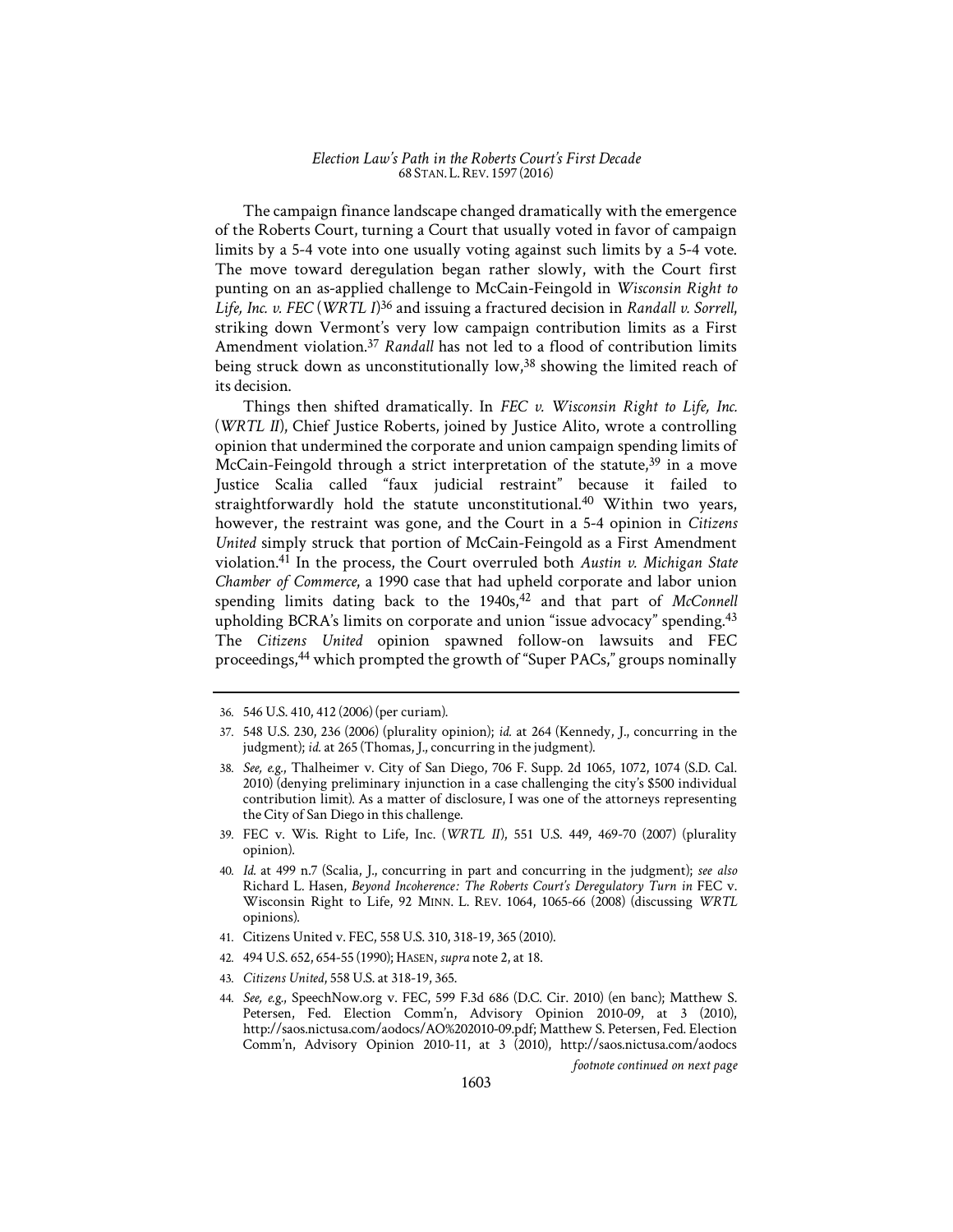The campaign finance landscape changed dramatically with the emergence of the Roberts Court, turning a Court that usually voted in favor of campaign limits by a 5-4 vote into one usually voting against such limits by a 5-4 vote. The move toward deregulation began rather slowly, with the Court first punting on an as-applied challenge to McCain-Feingold in *Wisconsin Right to Life, Inc. v. FEC* (*WRTL I*)[36] and issuing a fractured decision in *Randall v. Sorrell*, striking down Vermont's very low campaign contribution limits as a First Amendment violation.[37] *Randall* has not led to a flood of contribution limits being struck down as unconstitutionally low,[38] showing the limited reach of its decision.

Things then shifted dramatically. In *FEC v. Wisconsin Right to Life, Inc.* (*WRTL II*), Chief Justice Roberts, joined by Justice Alito, wrote a controlling opinion that undermined the corporate and union campaign spending limits of McCain-Feingold through a strict interpretation of the statute,[39] in a move Justice Scalia called "faux judicial restraint" because it failed to straightforwardly hold the statute unconstitutional.[40] Within two years, however, the restraint was gone, and the Court in a 5-4 opinion in *Citizens United* simply struck that portion of McCain-Feingold as a First Amendment violation.[41] In the process, the Court overruled both *Austin v. Michigan State Chamber of Commerce*, a 1990 case that had upheld corporate and labor union spending limits dating back to the 1940s,[42] and that part of *McConnell* upholding BCRA's limits on corporate and union "issue advocacy" spending.[43] The *Citizens United* opinion spawned follow-on lawsuits and FEC proceedings,[44] which prompted the growth of "Super PACs," groups nominally

---

36. 546 U.S. 410, 412 (2006) (per curiam).

37. 548 U.S. 230, 236 (2006) (plurality opinion); *id.* at 264 (Kennedy, J., concurring in the judgment); *id.* at 265 (Thomas, J., concurring in the judgment).

38. *See, e.g.*, Thalheimer v. City of San Diego, 706 F. Supp. 2d 1065, 1072, 1074 (S.D. Cal. 2010) (denying preliminary injunction in a case challenging the city's $500 individual contribution limit). As a matter of disclosure, I was one of the attorneys representing the City of San Diego in this challenge.

39. FEC v. Wis. Right to Life, Inc. (*WRTL II*), 551 U.S. 449, 469-70 (2007) (plurality opinion).

40. *Id.* at 499 n.7 (Scalia, J., concurring in part and concurring in the judgment); *see also* Richard L. Hasen, *Beyond Incoherence: The Roberts Court's Deregulatory Turn in* FEC v. Wisconsin Right to Life, 92 MINN. L. REV. 1064, 1065-66 (2008) (discussing *WRTL* opinions).

41. Citizens United v. FEC, 558 U.S. 310, 318-19, 365 (2010).

42. 494 U.S. 652, 654-55 (1990); HASEN, *supra* note 2, at 18.

43. *Citizens United*, 558 U.S. at 318-19, 365.

44. *See, e.g.*, SpeechNow.org v. FEC, 599 F.3d 686 (D.C. Cir. 2010) (en banc); Matthew S. Petersen, Fed. Election Comm'n, Advisory Opinion 2010-09, at 3 (2010), http://saos.nictusa.com/aodocs/AO%202010-09.pdf; Matthew S. Petersen, Fed. Election Comm'n, Advisory Opinion 2010-11, at 3 (2010), http://saos.nictusa.com/aodocs

*footnote continued on next page*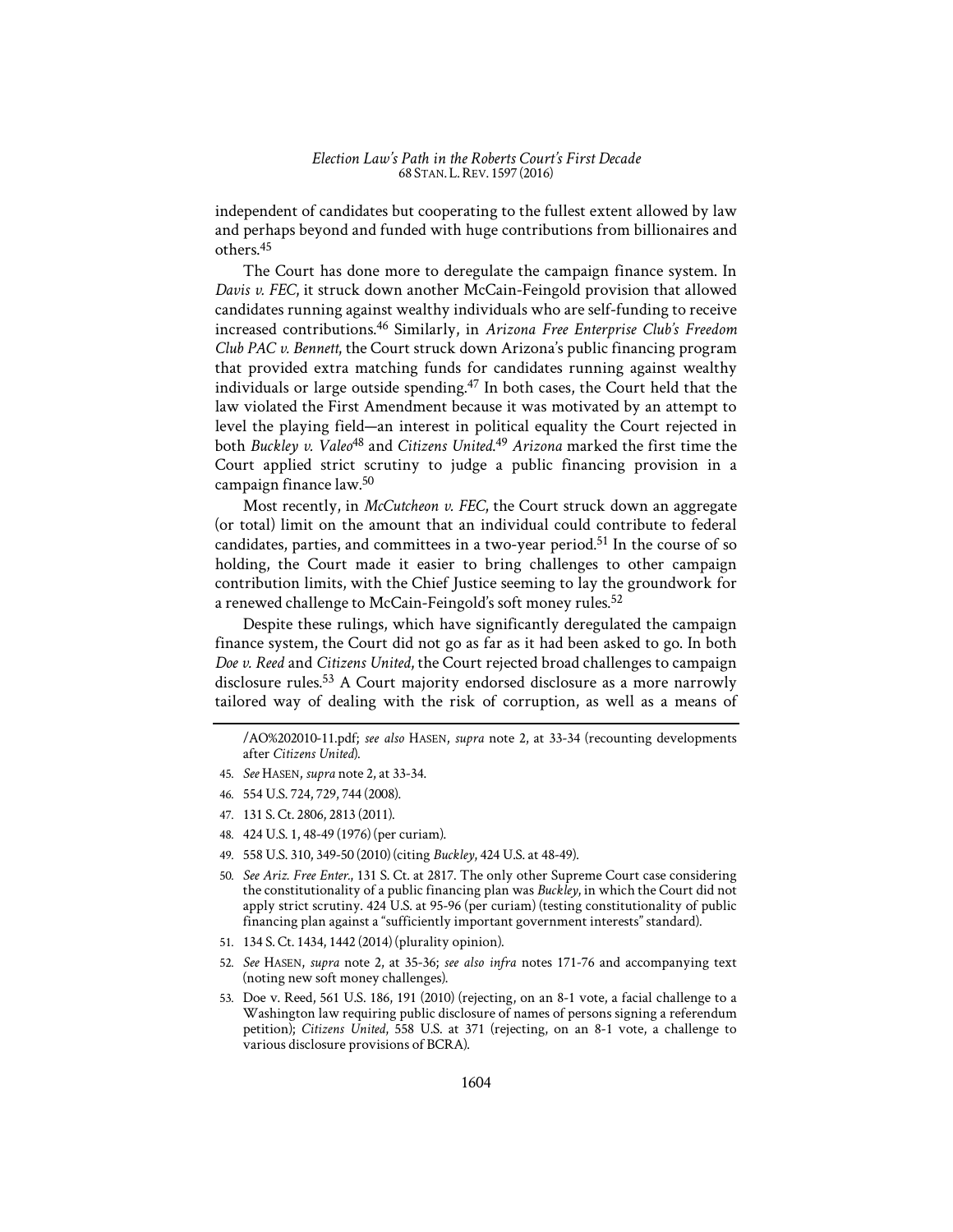independent of candidates but cooperating to the fullest extent allowed by law and perhaps beyond and funded with huge contributions from billionaires and others.[45]

The Court has done more to deregulate the campaign finance system. In *Davis v. FEC*, it struck down another McCain-Feingold provision that allowed candidates running against wealthy individuals who are self-funding to receive increased contributions.[46] Similarly, in *Arizona Free Enterprise Club's Freedom Club PAC v. Bennett*, the Court struck down Arizona's public financing program that provided extra matching funds for candidates running against wealthy individuals or large outside spending.[47] In both cases, the Court held that the law violated the First Amendment because it was motivated by an attempt to level the playing field—an interest in political equality the Court rejected in both *Buckley v. Valeo*[48] and *Citizens United*.[49] *Arizona* marked the first time the Court applied strict scrutiny to judge a public financing provision in a campaign finance law.[50]

Most recently, in *McCutcheon v. FEC*, the Court struck down an aggregate (or total) limit on the amount that an individual could contribute to federal candidates, parties, and committees in a two-year period.[51] In the course of so holding, the Court made it easier to bring challenges to other campaign contribution limits, with the Chief Justice seeming to lay the groundwork for a renewed challenge to McCain-Feingold's soft money rules.[52]

Despite these rulings, which have significantly deregulated the campaign finance system, the Court did not go as far as it had been asked to go. In both *Doe v. Reed* and *Citizens United*, the Court rejected broad challenges to campaign disclosure rules.[53] A Court majority endorsed disclosure as a more narrowly tailored way of dealing with the risk of corruption, as well as a means of

---

/AO%202010-11.pdf; *see also* HASEN, *supra* note 2, at 33-34 (recounting developments after *Citizens United*).

45. *See* HASEN, *supra* note 2, at 33-34.

46. 554 U.S. 724, 729, 744 (2008).

47. 131 S. Ct. 2806, 2813 (2011).

48. 424 U.S. 1, 48-49 (1976) (per curiam).

49. 558 U.S. 310, 349-50 (2010) (citing *Buckley*, 424 U.S. at 48-49).

50. *See Ariz. Free Enter.*, 131 S. Ct. at 2817. The only other Supreme Court case considering the constitutionality of a public financing plan was *Buckley*, in which the Court did not apply strict scrutiny. 424 U.S. at 95-96 (per curiam) (testing constitutionality of public financing plan against a "sufficiently important government interests" standard).

51. 134 S. Ct. 1434, 1442 (2014) (plurality opinion).

52. *See* HASEN, *supra* note 2, at 35-36; *see also infra* notes 171-76 and accompanying text (noting new soft money challenges).

53. Doe v. Reed, 561 U.S. 186, 191 (2010) (rejecting, on an 8-1 vote, a facial challenge to a Washington law requiring public disclosure of names of persons signing a referendum petition); *Citizens United*, 558 U.S. at 371 (rejecting, on an 8-1 vote, a challenge to various disclosure provisions of BCRA).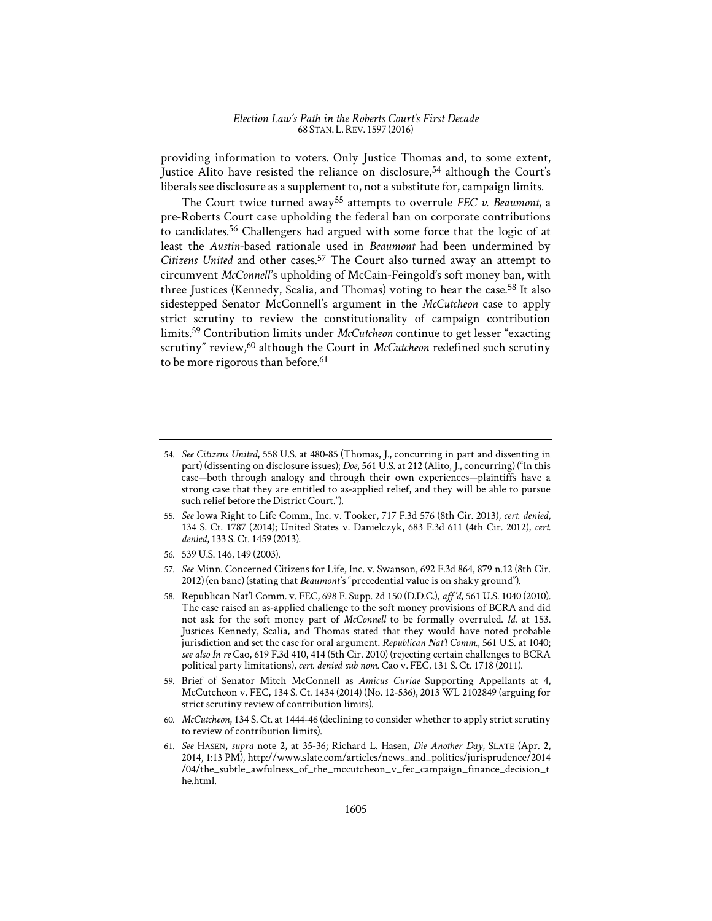providing information to voters. Only Justice Thomas and, to some extent, Justice Alito have resisted the reliance on disclosure,[54] although the Court's liberals see disclosure as a supplement to, not a substitute for, campaign limits.

The Court twice turned away[55] attempts to overrule *FEC v. Beaumont*, a pre-Roberts Court case upholding the federal ban on corporate contributions to candidates.[56] Challengers had argued with some force that the logic of at least the *Austin*-based rationale used in *Beaumont* had been undermined by *Citizens United* and other cases.[57] The Court also turned away an attempt to circumvent *McConnell*'s upholding of McCain-Feingold's soft money ban, with three Justices (Kennedy, Scalia, and Thomas) voting to hear the case.[58] It also sidestepped Senator McConnell's argument in the *McCutcheon* case to apply strict scrutiny to review the constitutionality of campaign contribution limits.[59] Contribution limits under *McCutcheon* continue to get lesser "exacting scrutiny" review,[60] although the Court in *McCutcheon* redefined such scrutiny to be more rigorous than before.[61]

---

54. *See Citizens United*, 558 U.S. at 480-85 (Thomas, J., concurring in part and dissenting in part) (dissenting on disclosure issues); *Doe*, 561 U.S. at 212 (Alito, J., concurring) ("In this case—both through analogy and through their own experiences—plaintiffs have a strong case that they are entitled to as-applied relief, and they will be able to pursue such relief before the District Court.").

55. *See* Iowa Right to Life Comm., Inc. v. Tooker, 717 F.3d 576 (8th Cir. 2013), *cert. denied*, 134 S. Ct. 1787 (2014); United States v. Danielczyk, 683 F.3d 611 (4th Cir. 2012), *cert. denied*, 133 S. Ct. 1459 (2013).

56. 539 U.S. 146, 149 (2003).

57. *See* Minn. Concerned Citizens for Life, Inc. v. Swanson, 692 F.3d 864, 879 n.12 (8th Cir. 2012) (en banc) (stating that *Beaumont*'s "precedential value is on shaky ground").

58. Republican Nat'l Comm. v. FEC, 698 F. Supp. 2d 150 (D.D.C.), *aff'd*, 561 U.S. 1040 (2010). The case raised an as-applied challenge to the soft money provisions of BCRA and did not ask for the soft money part of *McConnell* to be formally overruled. *Id.* at 153. Justices Kennedy, Scalia, and Thomas stated that they would have noted probable jurisdiction and set the case for oral argument. *Republican Nat'l Comm.*, 561 U.S. at 1040; *see also In re* Cao, 619 F.3d 410, 414 (5th Cir. 2010) (rejecting certain challenges to BCRA political party limitations), *cert. denied sub nom.* Cao v. FEC, 131 S. Ct. 1718 (2011).

59. Brief of Senator Mitch McConnell as *Amicus Curiae* Supporting Appellants at 4, McCutcheon v. FEC, 134 S. Ct. 1434 (2014) (No. 12-536), 2013 WL 2102849 (arguing for strict scrutiny review of contribution limits).

60. *McCutcheon*, 134 S. Ct. at 1444-46 (declining to consider whether to apply strict scrutiny to review of contribution limits).

61. *See* HASEN, *supra* note 2, at 35-36; Richard L. Hasen, *Die Another Day*, SLATE (Apr. 2, 2014, 1:13 PM), http://www.slate.com/articles/news_and_politics/jurisprudence/2014/04/the_subtle_awfulness_of_the_mccutcheon_v_fec_campaign_finance_decision_the.html.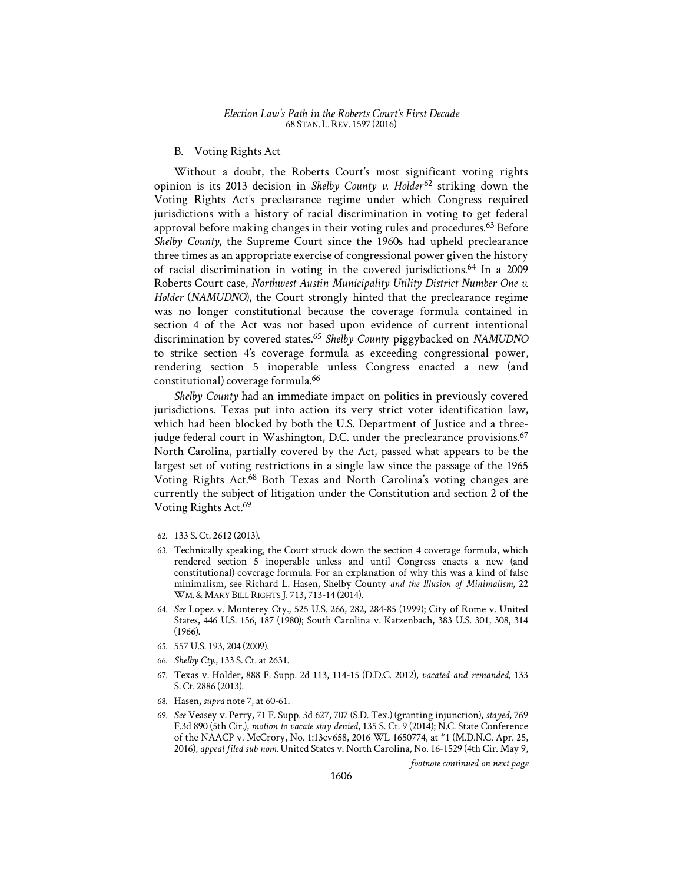### B. Voting Rights Act

Without a doubt, the Roberts Court's most significant voting rights opinion is its 2013 decision in *Shelby County v. Holder*[62] striking down the Voting Rights Act's preclearance regime under which Congress required jurisdictions with a history of racial discrimination in voting to get federal approval before making changes in their voting rules and procedures.[63] Before *Shelby County*, the Supreme Court since the 1960s had upheld preclearance three times as an appropriate exercise of congressional power given the history of racial discrimination in voting in the covered jurisdictions.[64] In a 2009 Roberts Court case, *Northwest Austin Municipality Utility District Number One v. Holder* (*NAMUDNO*), the Court strongly hinted that the preclearance regime was no longer constitutional because the coverage formula contained in section 4 of the Act was not based upon evidence of current intentional discrimination by covered states.[65] *Shelby County* piggybacked on *NAMUDNO* to strike section 4's coverage formula as exceeding congressional power, rendering section 5 inoperable unless Congress enacted a new (and constitutional) coverage formula.[66]

*Shelby County* had an immediate impact on politics in previously covered jurisdictions. Texas put into action its very strict voter identification law, which had been blocked by both the U.S. Department of Justice and a three-judge federal court in Washington, D.C. under the preclearance provisions.[67] North Carolina, partially covered by the Act, passed what appears to be the largest set of voting restrictions in a single law since the passage of the 1965 Voting Rights Act.[68] Both Texas and North Carolina's voting changes are currently the subject of litigation under the Constitution and section 2 of the Voting Rights Act.[69]

---

62. 133 S. Ct. 2612 (2013).

63. Technically speaking, the Court struck down the section 4 coverage formula, which rendered section 5 inoperable unless and until Congress enacts a new (and constitutional) coverage formula. For an explanation of why this was a kind of false minimalism, see Richard L. Hasen, Shelby County *and the Illusion of Minimalism*, 22 WM. & MARY BILL RIGHTS J. 713, 713-14 (2014).

64. *See* Lopez v. Monterey Cty., 525 U.S. 266, 282, 284-85 (1999); City of Rome v. United States, 446 U.S. 156, 187 (1980); South Carolina v. Katzenbach, 383 U.S. 301, 308, 314 (1966).

65. 557 U.S. 193, 204 (2009).

66. *Shelby Cty.*, 133 S. Ct. at 2631.

67. Texas v. Holder, 888 F. Supp. 2d 113, 114-15 (D.D.C. 2012), *vacated and remanded*, 133 S. Ct. 2886 (2013).

68. Hasen, *supra* note 7, at 60-61.

69. *See* Veasey v. Perry, 71 F. Supp. 3d 627, 707 (S.D. Tex.) (granting injunction), *stayed*, 769 F.3d 890 (5th Cir.), *motion to vacate stay denied*, 135 S. Ct. 9 (2014); N.C. State Conference of the NAACP v. McCrory, No. 1:13cv658, 2016 WL 1650774, at *1 (M.D.N.C. Apr. 25, 2016), *appeal filed sub nom.* United States v. North Carolina, No. 16-1529 (4th Cir. May 9,

*footnote continued on next page*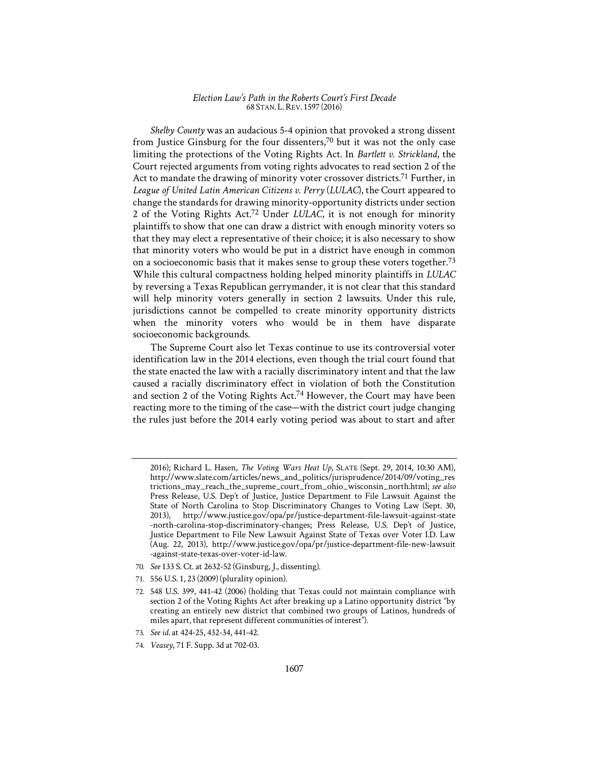*Shelby County* was an audacious 5-4 opinion that provoked a strong dissent from Justice Ginsburg for the four dissenters,[70] but it was not the only case limiting the protections of the Voting Rights Act. In *Bartlett v. Strickland*, the Court rejected arguments from voting rights advocates to read section 2 of the Act to mandate the drawing of minority voter crossover districts.[71] Further, in *League of United Latin American Citizens v. Perry* (*LULAC*), the Court appeared to change the standards for drawing minority-opportunity districts under section 2 of the Voting Rights Act.[72] Under *LULAC*, it is not enough for minority plaintiffs to show that one can draw a district with enough minority voters so that they may elect a representative of their choice; it is also necessary to show that minority voters who would be put in a district have enough in common on a socioeconomic basis that it makes sense to group these voters together.[73] While this cultural compactness holding helped minority plaintiffs in *LULAC* by reversing a Texas Republican gerrymander, it is not clear that this standard will help minority voters generally in section 2 lawsuits. Under this rule, jurisdictions cannot be compelled to create minority opportunity districts when the minority voters who would be in them have disparate socioeconomic backgrounds.

The Supreme Court also let Texas continue to use its controversial voter identification law in the 2014 elections, even though the trial court found that the state enacted the law with a racially discriminatory intent and that the law caused a racially discriminatory effect in violation of both the Constitution and section 2 of the Voting Rights Act.[74] However, the Court may have been reacting more to the timing of the case—with the district court judge changing the rules just before the 2014 early voting period was about to start and after

2016); Richard L. Hasen, *The Voting Wars Heat Up*, SLATE (Sept. 29, 2014, 10:30 AM), http://www.slate.com/articles/news_and_politics/jurisprudence/2014/09/voting_restrictions_may_reach_the_supreme_court_from_ohio_wisconsin_north.html; *see also* Press Release, U.S. Dep't of Justice, Justice Department to File Lawsuit Against the State of North Carolina to Stop Discriminatory Changes to Voting Law (Sept. 30, 2013), http://www.justice.gov/opa/pr/justice-department-file-lawsuit-against-state-north-carolina-stop-discriminatory-changes; Press Release, U.S. Dep't of Justice, Justice Department to File New Lawsuit Against State of Texas over Voter I.D. Law (Aug. 22, 2013), http://www.justice.gov/opa/pr/justice-department-file-new-lawsuit-against-state-texas-over-voter-id-law.

70. *See* 133 S. Ct. at 2632-52 (Ginsburg, J., dissenting).

71. 556 U.S. 1, 23 (2009) (plurality opinion).

72. 548 U.S. 399, 441-42 (2006) (holding that Texas could not maintain compliance with section 2 of the Voting Rights Act after breaking up a Latino opportunity district "by creating an entirely new district that combined two groups of Latinos, hundreds of miles apart, that represent different communities of interest").

73. *See id.* at 424-25, 432-34, 441-42.

74. *Veasey*, 71 F. Supp. 3d at 702-03.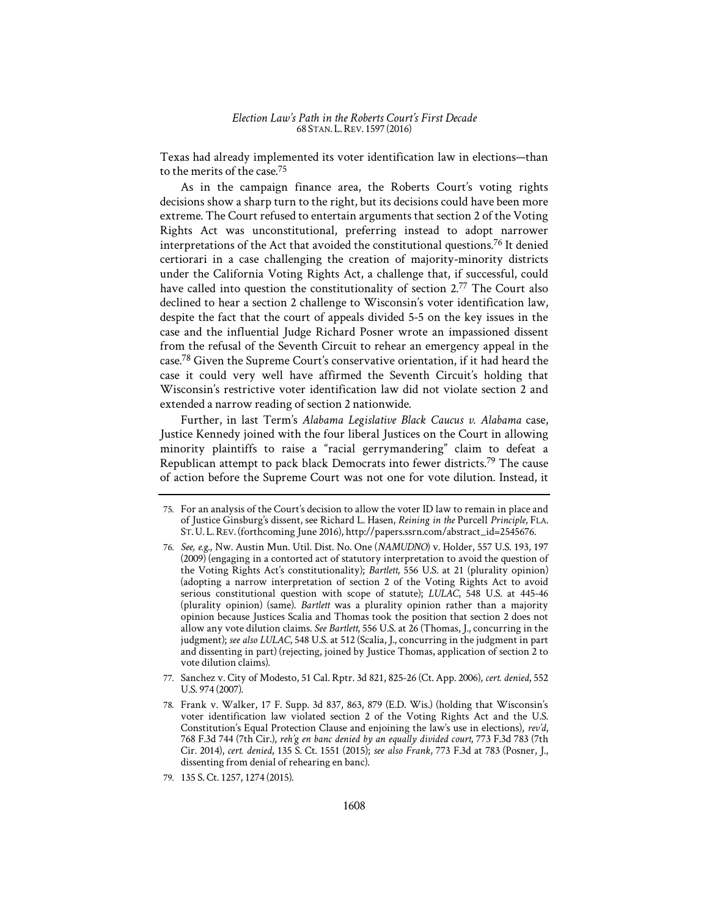Texas had already implemented its voter identification law in elections—than to the merits of the case.[75]

As in the campaign finance area, the Roberts Court's voting rights decisions show a sharp turn to the right, but its decisions could have been more extreme. The Court refused to entertain arguments that section 2 of the Voting Rights Act was unconstitutional, preferring instead to adopt narrower interpretations of the Act that avoided the constitutional questions.[76] It denied certiorari in a case challenging the creation of majority-minority districts under the California Voting Rights Act, a challenge that, if successful, could have called into question the constitutionality of section 2.[77] The Court also declined to hear a section 2 challenge to Wisconsin's voter identification law, despite the fact that the court of appeals divided 5-5 on the key issues in the case and the influential Judge Richard Posner wrote an impassioned dissent from the refusal of the Seventh Circuit to rehear an emergency appeal in the case.[78] Given the Supreme Court's conservative orientation, if it had heard the case it could very well have affirmed the Seventh Circuit's holding that Wisconsin's restrictive voter identification law did not violate section 2 and extended a narrow reading of section 2 nationwide.

Further, in last Term's *Alabama Legislative Black Caucus v. Alabama* case, Justice Kennedy joined with the four liberal Justices on the Court in allowing minority plaintiffs to raise a "racial gerrymandering" claim to defeat a Republican attempt to pack black Democrats into fewer districts.[79] The cause of action before the Supreme Court was not one for vote dilution. Instead, it

---

75. For an analysis of the Court's decision to allow the voter ID law to remain in place and of Justice Ginsburg's dissent, see Richard L. Hasen, *Reining in the* Purcell *Principle*, FLA. ST. U. L. REV. (forthcoming June 2016), http://papers.ssrn.com/abstract_id=2545676.

76. *See, e.g.*, Nw. Austin Mun. Util. Dist. No. One (*NAMUDNO*) v. Holder, 557 U.S. 193, 197 (2009) (engaging in a contorted act of statutory interpretation to avoid the question of the Voting Rights Act's constitutionality); *Bartlett*, 556 U.S. at 21 (plurality opinion) (adopting a narrow interpretation of section 2 of the Voting Rights Act to avoid serious constitutional question with scope of statute); *LULAC*, 548 U.S. at 445-46 (plurality opinion) (same). *Bartlett* was a plurality opinion rather than a majority opinion because Justices Scalia and Thomas took the position that section 2 does not allow any vote dilution claims. *See Bartlett*, 556 U.S. at 26 (Thomas, J., concurring in the judgment); *see also LULAC*, 548 U.S. at 512 (Scalia, J., concurring in the judgment in part and dissenting in part) (rejecting, joined by Justice Thomas, application of section 2 to vote dilution claims).

77. Sanchez v. City of Modesto, 51 Cal. Rptr. 3d 821, 825-26 (Ct. App. 2006), *cert. denied*, 552 U.S. 974 (2007).

78. Frank v. Walker, 17 F. Supp. 3d 837, 863, 879 (E.D. Wis.) (holding that Wisconsin's voter identification law violated section 2 of the Voting Rights Act and the U.S. Constitution's Equal Protection Clause and enjoining the law's use in elections), *rev'd*, 768 F.3d 744 (7th Cir.), *reh'g en banc denied by an equally divided court*, 773 F.3d 783 (7th Cir. 2014), *cert. denied*, 135 S. Ct. 1551 (2015); *see also Frank*, 773 F.3d at 783 (Posner, J., dissenting from denial of rehearing en banc).

79. 135 S. Ct. 1257, 1274 (2015).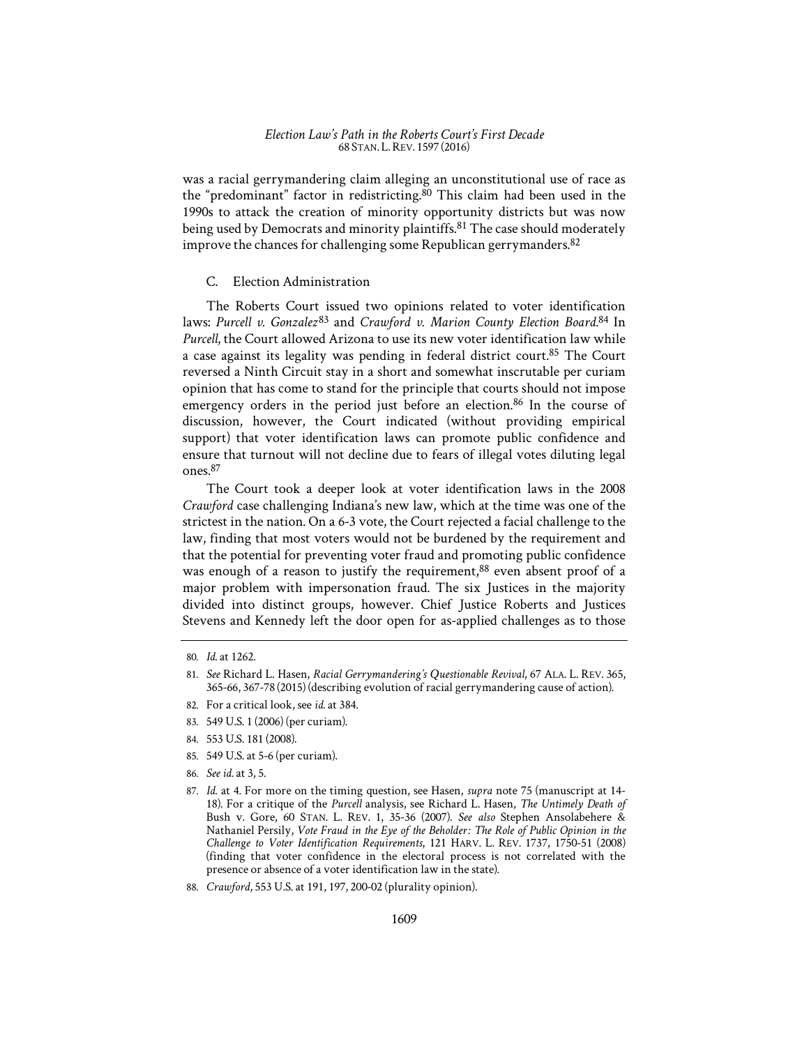was a racial gerrymandering claim alleging an unconstitutional use of race as the "predominant" factor in redistricting.[80] This claim had been used in the 1990s to attack the creation of minority opportunity districts but was now being used by Democrats and minority plaintiffs.[81] The case should moderately improve the chances for challenging some Republican gerrymanders.[82]

### C. Election Administration

The Roberts Court issued two opinions related to voter identification laws: *Purcell v. Gonzalez*[83] and *Crawford v. Marion County Election Board*.[84] In *Purcell*, the Court allowed Arizona to use its new voter identification law while a case against its legality was pending in federal district court.[85] The Court reversed a Ninth Circuit stay in a short and somewhat inscrutable per curiam opinion that has come to stand for the principle that courts should not impose emergency orders in the period just before an election.[86] In the course of discussion, however, the Court indicated (without providing empirical support) that voter identification laws can promote public confidence and ensure that turnout will not decline due to fears of illegal votes diluting legal ones.[87]

The Court took a deeper look at voter identification laws in the 2008 *Crawford* case challenging Indiana's new law, which at the time was one of the strictest in the nation. On a 6-3 vote, the Court rejected a facial challenge to the law, finding that most voters would not be burdened by the requirement and that the potential for preventing voter fraud and promoting public confidence was enough of a reason to justify the requirement,[88] even absent proof of a major problem with impersonation fraud. The six Justices in the majority divided into distinct groups, however. Chief Justice Roberts and Justices Stevens and Kennedy left the door open for as-applied challenges as to those

---

80. *Id.* at 1262.

81. *See* Richard L. Hasen, *Racial Gerrymandering's Questionable Revival*, 67 ALA. L. REV. 365, 365-66, 367-78 (2015) (describing evolution of racial gerrymandering cause of action).

82. For a critical look, see *id.* at 384.

83. 549 U.S. 1 (2006) (per curiam).

84. 553 U.S. 181 (2008).

85. 549 U.S. at 5-6 (per curiam).

86. *See id.* at 3, 5.

87. *Id.* at 4. For more on the timing question, see Hasen, *supra* note 75 (manuscript at 14-18). For a critique of the *Purcell* analysis, see Richard L. Hasen, *The Untimely Death of* Bush v. Gore, 60 STAN. L. REV. 1, 35-36 (2007). *See also* Stephen Ansolabehere & Nathaniel Persily, *Vote Fraud in the Eye of the Beholder: The Role of Public Opinion in the Challenge to Voter Identification Requirements*, 121 HARV. L. REV. 1737, 1750-51 (2008) (finding that voter confidence in the electoral process is not correlated with the presence or absence of a voter identification law in the state).

88. *Crawford*, 553 U.S. at 191, 197, 200-02 (plurality opinion).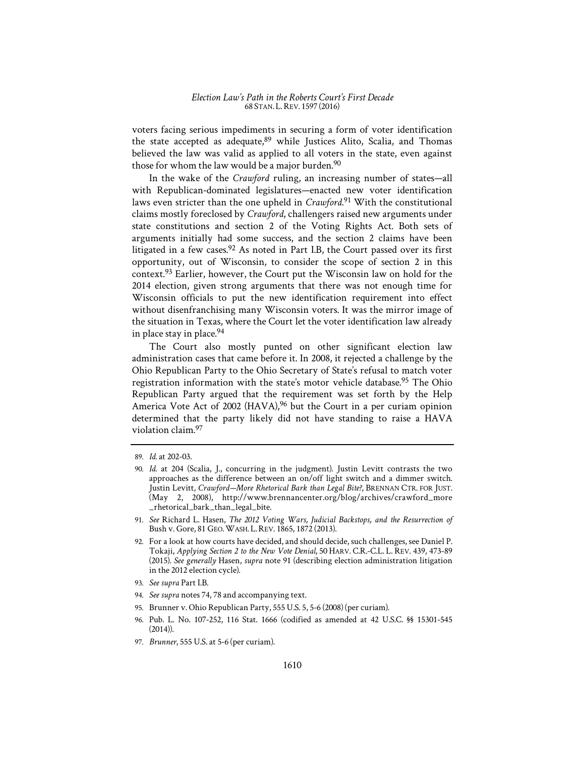voters facing serious impediments in securing a form of voter identification the state accepted as adequate,[89] while Justices Alito, Scalia, and Thomas believed the law was valid as applied to all voters in the state, even against those for whom the law would be a major burden.[90]

In the wake of the *Crawford* ruling, an increasing number of states—all with Republican-dominated legislatures—enacted new voter identification laws even stricter than the one upheld in *Crawford*.[91] With the constitutional claims mostly foreclosed by *Crawford*, challengers raised new arguments under state constitutions and section 2 of the Voting Rights Act. Both sets of arguments initially had some success, and the section 2 claims have been litigated in a few cases.[92] As noted in Part I.B, the Court passed over its first opportunity, out of Wisconsin, to consider the scope of section 2 in this context.[93] Earlier, however, the Court put the Wisconsin law on hold for the 2014 election, given strong arguments that there was not enough time for Wisconsin officials to put the new identification requirement into effect without disenfranchising many Wisconsin voters. It was the mirror image of the situation in Texas, where the Court let the voter identification law already in place stay in place.[94]

The Court also mostly punted on other significant election law administration cases that came before it. In 2008, it rejected a challenge by the Ohio Republican Party to the Ohio Secretary of State's refusal to match voter registration information with the state's motor vehicle database.[95] The Ohio Republican Party argued that the requirement was set forth by the Help America Vote Act of 2002 (HAVA),[96] but the Court in a per curiam opinion determined that the party likely did not have standing to raise a HAVA violation claim.[97]

---

89. *Id.* at 202-03.

90. *Id.* at 204 (Scalia, J., concurring in the judgment). Justin Levitt contrasts the two approaches as the difference between an on/off light switch and a dimmer switch. Justin Levitt, *Crawford—More Rhetorical Bark than Legal Bite?*, BRENNAN CTR. FOR JUST. (May 2, 2008), http://www.brennancenter.org/blog/archives/crawford_more_rhetorical_bark_than_legal_bite.

91. *See* Richard L. Hasen, *The 2012 Voting Wars, Judicial Backstops, and the Resurrection of* Bush v. Gore, 81 GEO. WASH. L. REV. 1865, 1872 (2013).

92. For a look at how courts have decided, and should decide, such challenges, see Daniel P. Tokaji, *Applying Section 2 to the New Vote Denial*, 50 HARV. C.R.-C.L. L. REV. 439, 473-89 (2015). *See generally* Hasen, *supra* note 91 (describing election administration litigation in the 2012 election cycle).

93. *See supra* Part I.B.

94. *See supra* notes 74, 78 and accompanying text.

95. Brunner v. Ohio Republican Party, 555 U.S. 5, 5-6 (2008) (per curiam).

96. Pub. L. No. 107-252, 116 Stat. 1666 (codified as amended at 42 U.S.C. §§ 15301-545 (2014)).

97. *Brunner*, 555 U.S. at 5-6 (per curiam).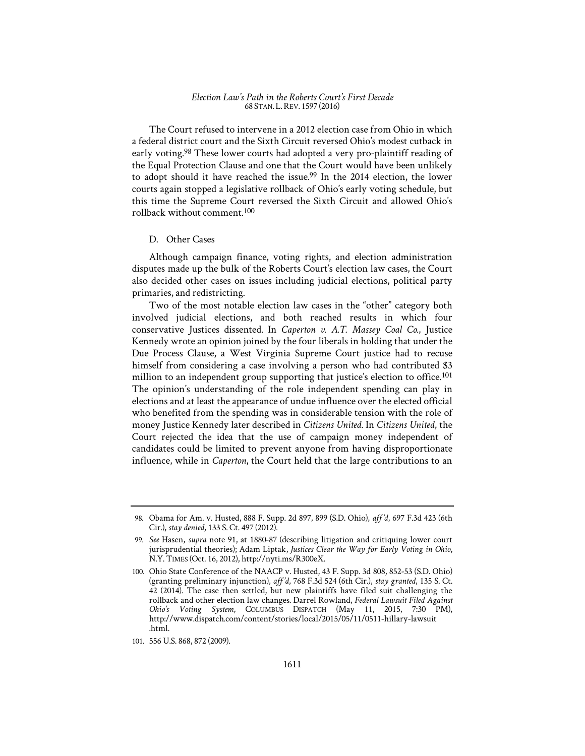The Court refused to intervene in a 2012 election case from Ohio in which a federal district court and the Sixth Circuit reversed Ohio's modest cutback in early voting.[98] These lower courts had adopted a very pro-plaintiff reading of the Equal Protection Clause and one that the Court would have been unlikely to adopt should it have reached the issue.[99] In the 2014 election, the lower courts again stopped a legislative rollback of Ohio's early voting schedule, but this time the Supreme Court reversed the Sixth Circuit and allowed Ohio's rollback without comment.[100]

### D. Other Cases

Although campaign finance, voting rights, and election administration disputes made up the bulk of the Roberts Court's election law cases, the Court also decided other cases on issues including judicial elections, political party primaries, and redistricting.

Two of the most notable election law cases in the "other" category both involved judicial elections, and both reached results in which four conservative Justices dissented. In *Caperton v. A.T. Massey Coal Co.*, Justice Kennedy wrote an opinion joined by the four liberals in holding that under the Due Process Clause, a West Virginia Supreme Court justice had to recuse himself from considering a case involving a person who had contributed $3 million to an independent group supporting that justice's election to office.[101] The opinion's understanding of the role independent spending can play in elections and at least the appearance of undue influence over the elected official who benefited from the spending was in considerable tension with the role of money Justice Kennedy later described in *Citizens United*. In *Citizens United*, the Court rejected the idea that the use of campaign money independent of candidates could be limited to prevent anyone from having disproportionate influence, while in *Caperton*, the Court held that the large contributions to an

---

98. Obama for Am. v. Husted, 888 F. Supp. 2d 897, 899 (S.D. Ohio), *aff'd*, 697 F.3d 423 (6th Cir.), *stay denied*, 133 S. Ct. 497 (2012).

99. *See* Hasen, *supra* note 91, at 1880-87 (describing litigation and critiquing lower court jurisprudential theories); Adam Liptak, *Justices Clear the Way for Early Voting in Ohio*, N.Y. TIMES (Oct. 16, 2012), http://nyti.ms/R300eX.

100. Ohio State Conference of the NAACP v. Husted, 43 F. Supp. 3d 808, 852-53 (S.D. Ohio) (granting preliminary injunction), *aff'd*, 768 F.3d 524 (6th Cir.), *stay granted*, 135 S. Ct. 42 (2014). The case then settled, but new plaintiffs have filed suit challenging the rollback and other election law changes. Darrel Rowland, *Federal Lawsuit Filed Against Ohio's Voting System*, COLUMBUS DISPATCH (May 11, 2015, 7:30 PM), http://www.dispatch.com/content/stories/local/2015/05/11/0511-hillary-lawsuit.html.

101. 556 U.S. 868, 872 (2009).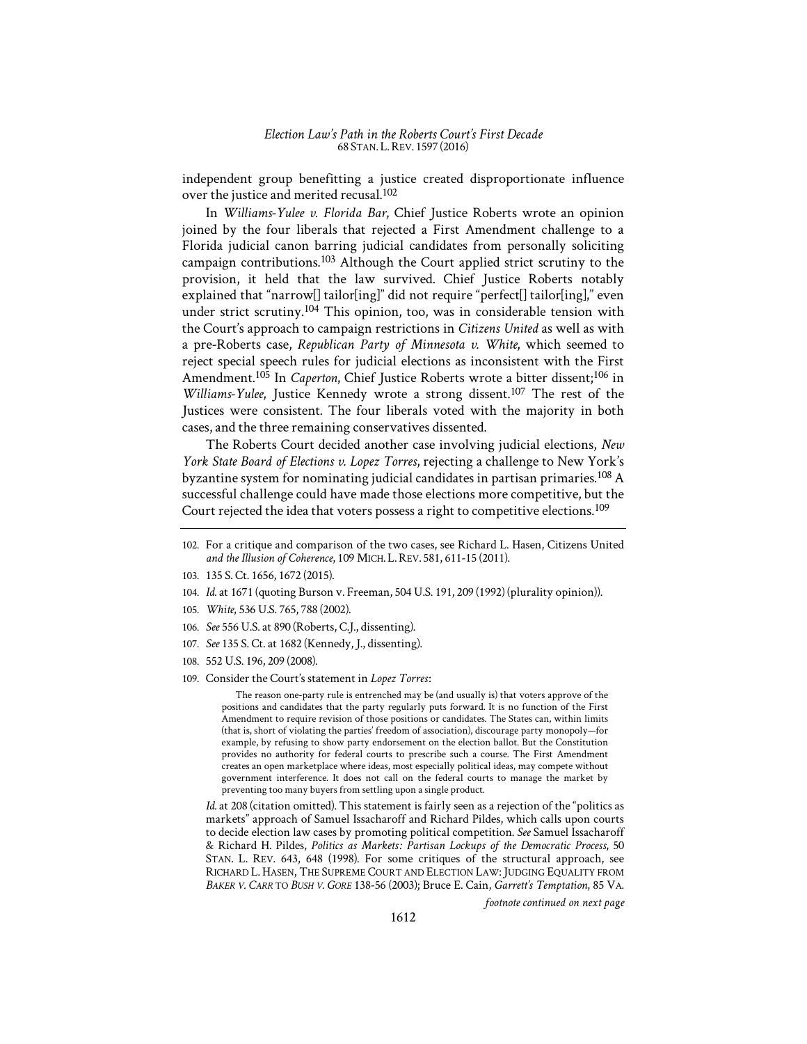independent group benefitting a justice created disproportionate influence over the justice and merited recusal.[102]

In *Williams-Yulee v. Florida Bar*, Chief Justice Roberts wrote an opinion joined by the four liberals that rejected a First Amendment challenge to a Florida judicial canon barring judicial candidates from personally soliciting campaign contributions.[103] Although the Court applied strict scrutiny to the provision, it held that the law survived. Chief Justice Roberts notably explained that "narrow[] tailor[ing]" did not require "perfect[] tailor[ing]," even under strict scrutiny.[104] This opinion, too, was in considerable tension with the Court's approach to campaign restrictions in *Citizens United* as well as with a pre-Roberts case, *Republican Party of Minnesota v. White*, which seemed to reject special speech rules for judicial elections as inconsistent with the First Amendment.[105] In *Caperton*, Chief Justice Roberts wrote a bitter dissent;[106] in *Williams-Yulee*, Justice Kennedy wrote a strong dissent.[107] The rest of the Justices were consistent. The four liberals voted with the majority in both cases, and the three remaining conservatives dissented.

The Roberts Court decided another case involving judicial elections, *New York State Board of Elections v. Lopez Torres*, rejecting a challenge to New York's byzantine system for nominating judicial candidates in partisan primaries.[108] A successful challenge could have made those elections more competitive, but the Court rejected the idea that voters possess a right to competitive elections.[109]

---

102. For a critique and comparison of the two cases, see Richard L. Hasen, Citizens United *and the Illusion of Coherence*, 109 MICH. L. REV. 581, 611-15 (2011).

103. 135 S. Ct. 1656, 1672 (2015).

104. *Id.* at 1671 (quoting Burson v. Freeman, 504 U.S. 191, 209 (1992) (plurality opinion)).

105. *White*, 536 U.S. 765, 788 (2002).

106. *See* 556 U.S. at 890 (Roberts, C.J., dissenting).

107. *See* 135 S. Ct. at 1682 (Kennedy, J., dissenting).

108. 552 U.S. 196, 209 (2008).

109. Consider the Court's statement in *Lopez Torres*:

> The reason one-party rule is entrenched may be (and usually is) that voters approve of the positions and candidates that the party regularly puts forward. It is no function of the First Amendment to require revision of those positions or candidates. The States can, within limits (that is, short of violating the parties' freedom of association), discourage party monopoly—for example, by refusing to show party endorsement on the election ballot. But the Constitution provides no authority for federal courts to prescribe such a course. The First Amendment creates an open marketplace where ideas, most especially political ideas, may compete without government interference. It does not call on the federal courts to manage the market by preventing too many buyers from settling upon a single product.

*Id.* at 208 (citation omitted). This statement is fairly seen as a rejection of the "politics as markets" approach of Samuel Issacharoff and Richard Pildes, which calls upon courts to decide election law cases by promoting political competition. *See* Samuel Issacharoff & Richard H. Pildes, *Politics as Markets: Partisan Lockups of the Democratic Process*, 50 STAN. L. REV. 643, 648 (1998). For some critiques of the structural approach, see RICHARD L. HASEN, THE SUPREME COURT AND ELECTION LAW: JUDGING EQUALITY FROM *BAKER V. CARR* TO *BUSH V. GORE* 138-56 (2003); Bruce E. Cain, *Garrett's Temptation*, 85 VA.

*footnote continued on next page*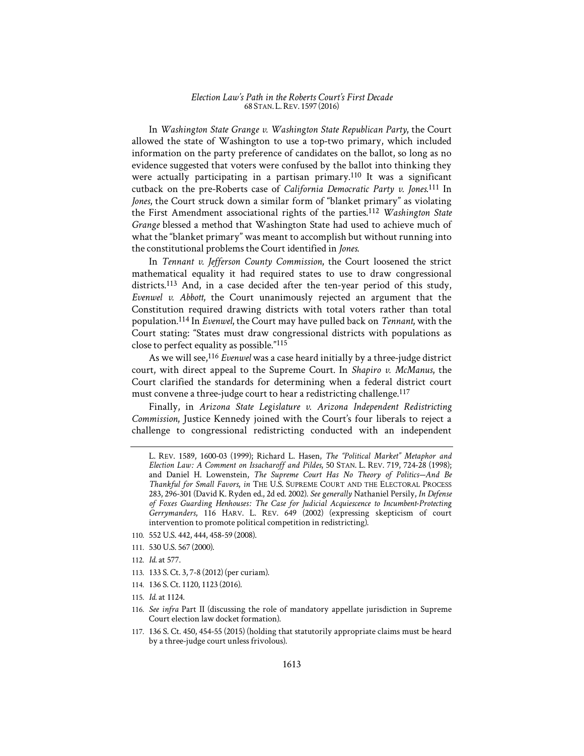In *Washington State Grange v. Washington State Republican Party*, the Court allowed the state of Washington to use a top-two primary, which included information on the party preference of candidates on the ballot, so long as no evidence suggested that voters were confused by the ballot into thinking they were actually participating in a partisan primary.[110] It was a significant cutback on the pre-Roberts case of *California Democratic Party v. Jones*.[111] In *Jones*, the Court struck down a similar form of "blanket primary" as violating the First Amendment associational rights of the parties.[112] *Washington State Grange* blessed a method that Washington State had used to achieve much of what the "blanket primary" was meant to accomplish but without running into the constitutional problems the Court identified in *Jones*.

In *Tennant v. Jefferson County Commission*, the Court loosened the strict mathematical equality it had required states to use to draw congressional districts.[113] And, in a case decided after the ten-year period of this study, *Evenwel v. Abbott*, the Court unanimously rejected an argument that the Constitution required drawing districts with total voters rather than total population.[114] In *Evenwel*, the Court may have pulled back on *Tennant*, with the Court stating: "States must draw congressional districts with populations as close to perfect equality as possible."[115]

As we will see,[116] *Evenwel* was a case heard initially by a three-judge district court, with direct appeal to the Supreme Court. In *Shapiro v. McManus*, the Court clarified the standards for determining when a federal district court must convene a three-judge court to hear a redistricting challenge.[117]

Finally, in *Arizona State Legislature v. Arizona Independent Redistricting Commission*, Justice Kennedy joined with the Court's four liberals to reject a challenge to congressional redistricting conducted with an independent

---

L. REV. 1589, 1600-03 (1999); Richard L. Hasen, *The "Political Market" Metaphor and Election Law: A Comment on Issacharoff and Pildes*, 50 STAN. L. REV. 719, 724-28 (1998); and Daniel H. Lowenstein, *The Supreme Court Has No Theory of Politics—And Be Thankful for Small Favors*, *in* THE U.S. SUPREME COURT AND THE ELECTORAL PROCESS 283, 296-301 (David K. Ryden ed., 2d ed. 2002). *See generally* Nathaniel Persily, *In Defense of Foxes Guarding Henhouses: The Case for Judicial Acquiescence to Incumbent-Protecting Gerrymanders*, 116 HARV. L. REV. 649 (2002) (expressing skepticism of court intervention to promote political competition in redistricting).

110. 552 U.S. 442, 444, 458-59 (2008).

111. 530 U.S. 567 (2000).

112. *Id.* at 577.

113. 133 S. Ct. 3, 7-8 (2012) (per curiam).

114. 136 S. Ct. 1120, 1123 (2016).

115. *Id.* at 1124.

116. *See infra* Part II (discussing the role of mandatory appellate jurisdiction in Supreme Court election law docket formation).

117. 136 S. Ct. 450, 454-55 (2015) (holding that statutorily appropriate claims must be heard by a three-judge court unless frivolous).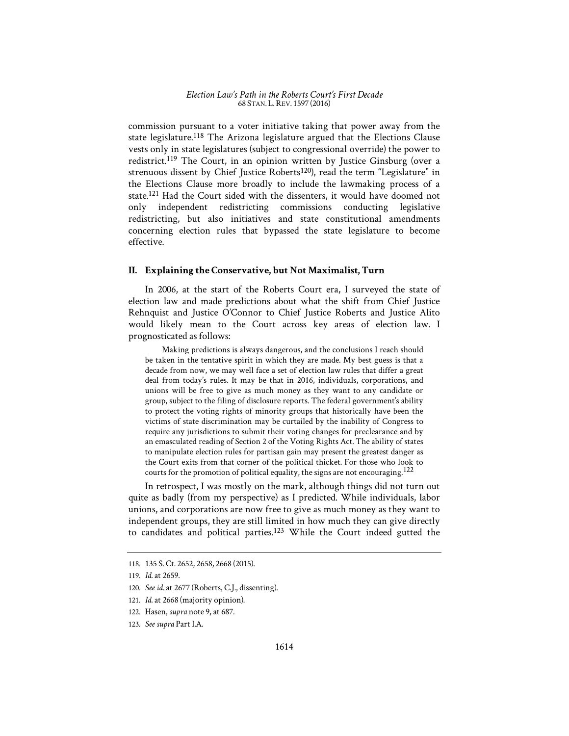commission pursuant to a voter initiative taking that power away from the state legislature.[118] The Arizona legislature argued that the Elections Clause vests only in state legislatures (subject to congressional override) the power to redistrict.[119] The Court, in an opinion written by Justice Ginsburg (over a strenuous dissent by Chief Justice Roberts[120]), read the term "Legislature" in the Elections Clause more broadly to include the lawmaking process of a state.[121] Had the Court sided with the dissenters, it would have doomed not only independent redistricting commissions conducting legislative redistricting, but also initiatives and state constitutional amendments concerning election rules that bypassed the state legislature to become effective.

## II. Explaining the Conservative, but Not Maximalist, Turn

In 2006, at the start of the Roberts Court era, I surveyed the state of election law and made predictions about what the shift from Chief Justice Rehnquist and Justice O'Connor to Chief Justice Roberts and Justice Alito would likely mean to the Court across key areas of election law. I prognosticated as follows:

> Making predictions is always dangerous, and the conclusions I reach should be taken in the tentative spirit in which they are made. My best guess is that a decade from now, we may well face a set of election law rules that differ a great deal from today's rules. It may be that in 2016, individuals, corporations, and unions will be free to give as much money as they want to any candidate or group, subject to the filing of disclosure reports. The federal government's ability to protect the voting rights of minority groups that historically have been the victims of state discrimination may be curtailed by the inability of Congress to require any jurisdictions to submit their voting changes for preclearance and by an emasculated reading of Section 2 of the Voting Rights Act. The ability of states to manipulate election rules for partisan gain may present the greatest danger as the Court exits from that corner of the political thicket. For those who look to courts for the promotion of political equality, the signs are not encouraging.[122]

In retrospect, I was mostly on the mark, although things did not turn out quite as badly (from my perspective) as I predicted. While individuals, labor unions, and corporations are now free to give as much money as they want to independent groups, they are still limited in how much they can give directly to candidates and political parties.[123] While the Court indeed gutted the

118. 135 S. Ct. 2652, 2658, 2668 (2015).

119. *Id.* at 2659.

120. *See id.* at 2677 (Roberts, C.J., dissenting).

121. *Id.* at 2668 (majority opinion).

122. Hasen, *supra* note 9, at 687.

123. *See supra* Part I.A.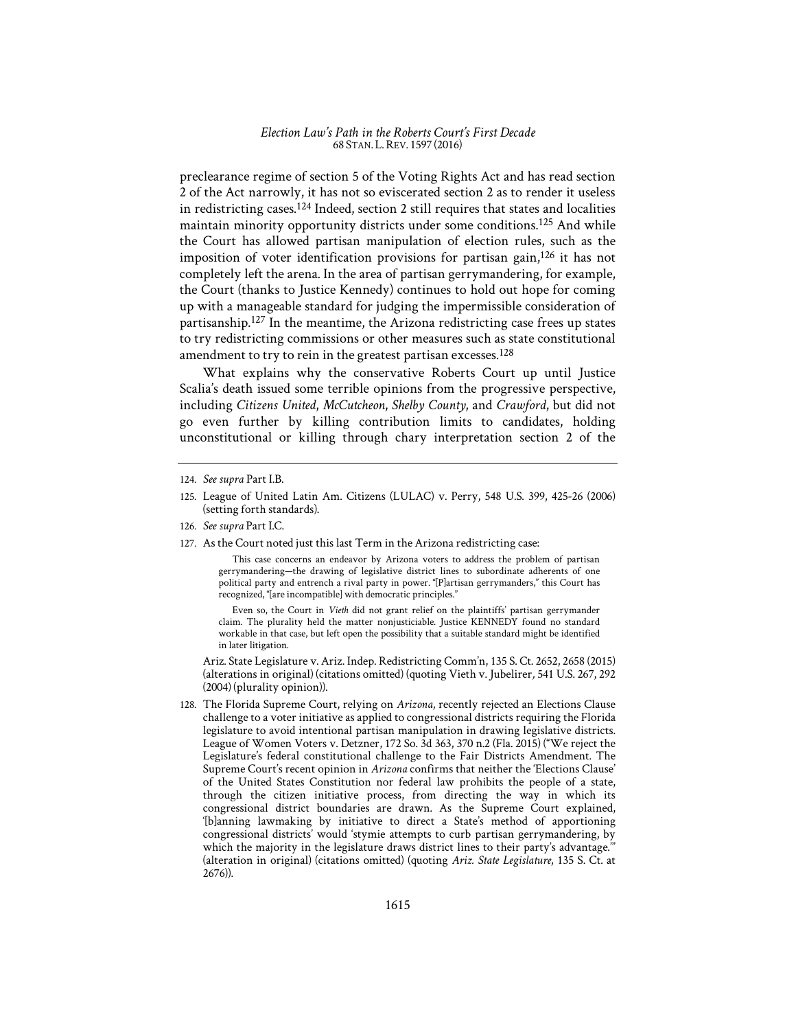preclearance regime of section 5 of the Voting Rights Act and has read section 2 of the Act narrowly, it has not so eviscerated section 2 as to render it useless in redistricting cases.[124] Indeed, section 2 still requires that states and localities maintain minority opportunity districts under some conditions.[125] And while the Court has allowed partisan manipulation of election rules, such as the imposition of voter identification provisions for partisan gain,[126] it has not completely left the arena. In the area of partisan gerrymandering, for example, the Court (thanks to Justice Kennedy) continues to hold out hope for coming up with a manageable standard for judging the impermissible consideration of partisanship.[127] In the meantime, the Arizona redistricting case frees up states to try redistricting commissions or other measures such as state constitutional amendment to try to rein in the greatest partisan excesses.[128]

What explains why the conservative Roberts Court up until Justice Scalia's death issued some terrible opinions from the progressive perspective, including *Citizens United*, *McCutcheon*, *Shelby County*, and *Crawford*, but did not go even further by killing contribution limits to candidates, holding unconstitutional or killing through chary interpretation section 2 of the

---

124. *See supra* Part I.B.

125. League of United Latin Am. Citizens (LULAC) v. Perry, 548 U.S. 399, 425-26 (2006) (setting forth standards).

126. *See supra* Part I.C.

127. As the Court noted just this last Term in the Arizona redistricting case:

> This case concerns an endeavor by Arizona voters to address the problem of partisan gerrymandering—the drawing of legislative district lines to subordinate adherents of one political party and entrench a rival party in power. "[P]artisan gerrymanders," this Court has recognized, "[are incompatible] with democratic principles."
>
> Even so, the Court in *Vieth* did not grant relief on the plaintiffs' partisan gerrymander claim. The plurality held the matter nonjusticiable. Justice KENNEDY found no standard workable in that case, but left open the possibility that a suitable standard might be identified in later litigation.

Ariz. State Legislature v. Ariz. Indep. Redistricting Comm'n, 135 S. Ct. 2652, 2658 (2015) (alterations in original) (citations omitted) (quoting Vieth v. Jubelirer, 541 U.S. 267, 292 (2004) (plurality opinion)).

128. The Florida Supreme Court, relying on *Arizona*, recently rejected an Elections Clause challenge to a voter initiative as applied to congressional districts requiring the Florida legislature to avoid intentional partisan manipulation in drawing legislative districts. League of Women Voters v. Detzner, 172 So. 3d 363, 370 n.2 (Fla. 2015) ("We reject the Legislature's federal constitutional challenge to the Fair Districts Amendment. The Supreme Court's recent opinion in *Arizona* confirms that neither the 'Elections Clause' of the United States Constitution nor federal law prohibits the people of a state, through the citizen initiative process, from directing the way in which its congressional district boundaries are drawn. As the Supreme Court explained, '[b]anning lawmaking by initiative to direct a State's method of apportioning congressional districts' would 'stymie attempts to curb partisan gerrymandering, by which the majority in the legislature draws district lines to their party's advantage.'" (alteration in original) (citations omitted) (quoting *Ariz. State Legislature*, 135 S. Ct. at 2676)).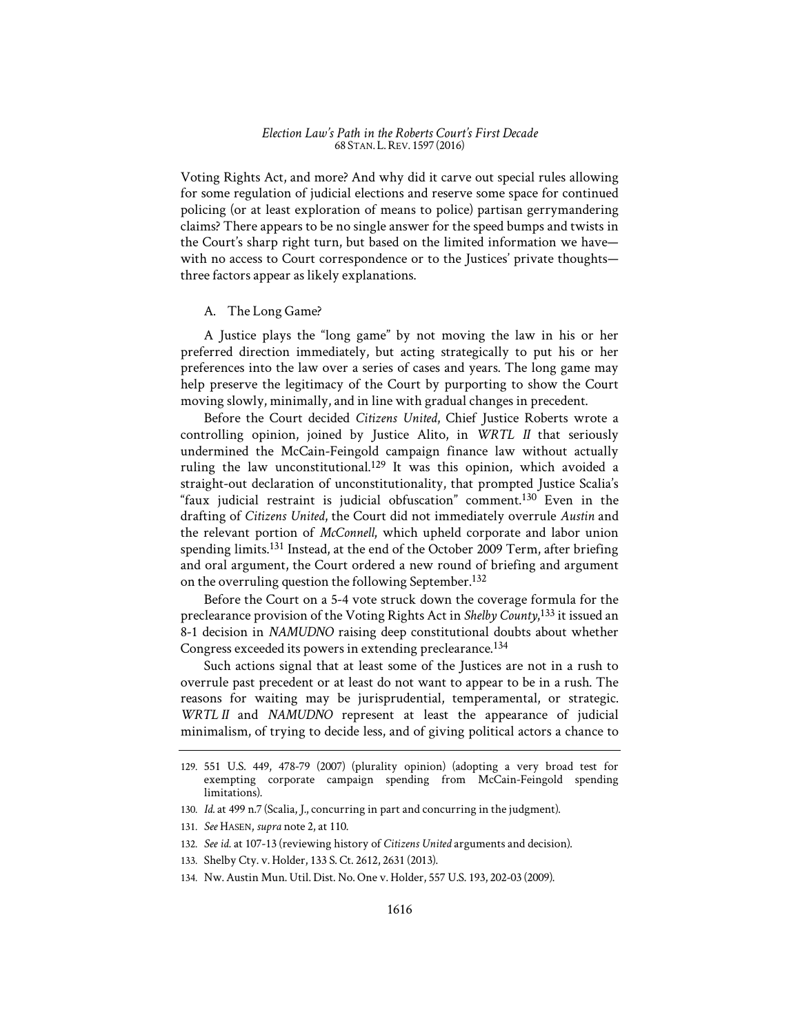Voting Rights Act, and more? And why did it carve out special rules allowing for some regulation of judicial elections and reserve some space for continued policing (or at least exploration of means to police) partisan gerrymandering claims? There appears to be no single answer for the speed bumps and twists in the Court's sharp right turn, but based on the limited information we have—with no access to Court correspondence or to the Justices' private thoughts—three factors appear as likely explanations.

### A. The Long Game?

A Justice plays the "long game" by not moving the law in his or her preferred direction immediately, but acting strategically to put his or her preferences into the law over a series of cases and years. The long game may help preserve the legitimacy of the Court by purporting to show the Court moving slowly, minimally, and in line with gradual changes in precedent.

Before the Court decided *Citizens United*, Chief Justice Roberts wrote a controlling opinion, joined by Justice Alito, in *WRTL II* that seriously undermined the McCain-Feingold campaign finance law without actually ruling the law unconstitutional.[129] It was this opinion, which avoided a straight-out declaration of unconstitutionality, that prompted Justice Scalia's "faux judicial restraint is judicial obfuscation" comment.[130] Even in the drafting of *Citizens United*, the Court did not immediately overrule *Austin* and the relevant portion of *McConnell*, which upheld corporate and labor union spending limits.[131] Instead, at the end of the October 2009 Term, after briefing and oral argument, the Court ordered a new round of briefing and argument on the overruling question the following September.[132]

Before the Court on a 5-4 vote struck down the coverage formula for the preclearance provision of the Voting Rights Act in *Shelby County*,[133] it issued an 8-1 decision in *NAMUDNO* raising deep constitutional doubts about whether Congress exceeded its powers in extending preclearance.[134]

Such actions signal that at least some of the Justices are not in a rush to overrule past precedent or at least do not want to appear to be in a rush. The reasons for waiting may be jurisprudential, temperamental, or strategic. *WRTL II* and *NAMUDNO* represent at least the appearance of judicial minimalism, of trying to decide less, and of giving political actors a chance to

---

129. 551 U.S. 449, 478-79 (2007) (plurality opinion) (adopting a very broad test for exempting corporate campaign spending from McCain-Feingold spending limitations).

130. *Id.* at 499 n.7 (Scalia, J., concurring in part and concurring in the judgment).

131. *See* HASEN, *supra* note 2, at 110.

132. *See id.* at 107-13 (reviewing history of *Citizens United* arguments and decision).

133. Shelby Cty. v. Holder, 133 S. Ct. 2612, 2631 (2013).

134. Nw. Austin Mun. Util. Dist. No. One v. Holder, 557 U.S. 193, 202-03 (2009).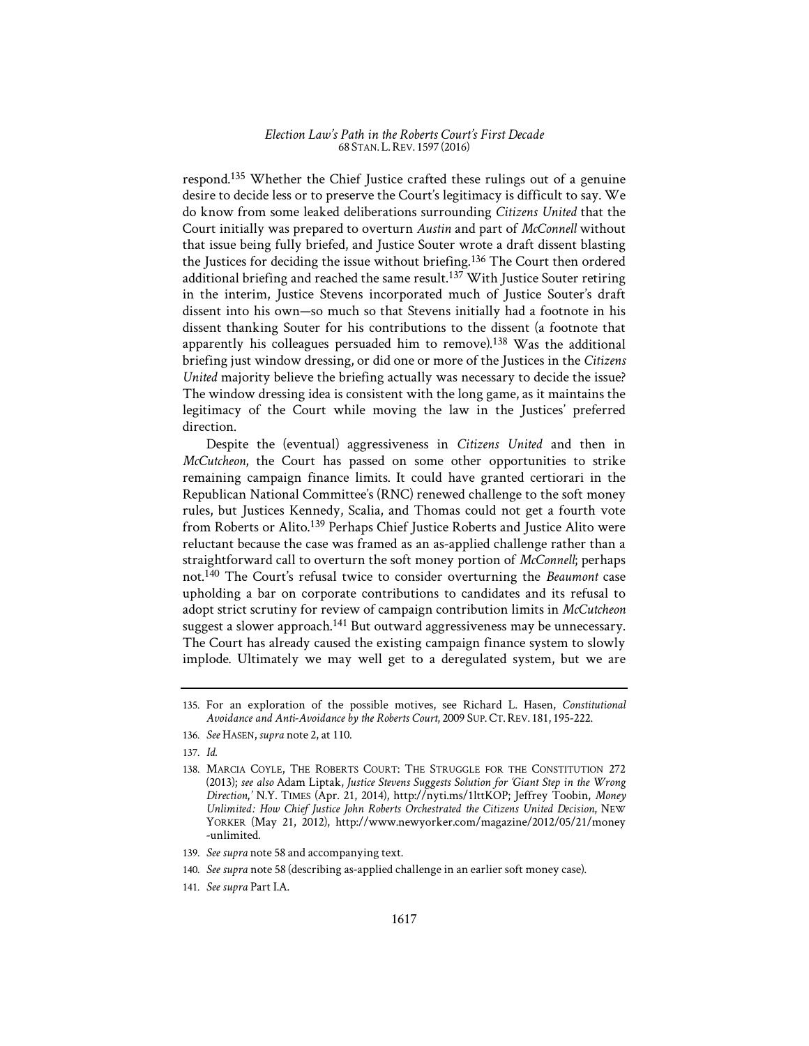respond.[135] Whether the Chief Justice crafted these rulings out of a genuine desire to decide less or to preserve the Court's legitimacy is difficult to say. We do know from some leaked deliberations surrounding *Citizens United* that the Court initially was prepared to overturn *Austin* and part of *McConnell* without that issue being fully briefed, and Justice Souter wrote a draft dissent blasting the Justices for deciding the issue without briefing.[136] The Court then ordered additional briefing and reached the same result.[137] With Justice Souter retiring in the interim, Justice Stevens incorporated much of Justice Souter's draft dissent into his own—so much so that Stevens initially had a footnote in his dissent thanking Souter for his contributions to the dissent (a footnote that apparently his colleagues persuaded him to remove).[138] Was the additional briefing just window dressing, or did one or more of the Justices in the *Citizens United* majority believe the briefing actually was necessary to decide the issue? The window dressing idea is consistent with the long game, as it maintains the legitimacy of the Court while moving the law in the Justices' preferred direction.

Despite the (eventual) aggressiveness in *Citizens United* and then in *McCutcheon*, the Court has passed on some other opportunities to strike remaining campaign finance limits. It could have granted certiorari in the Republican National Committee's (RNC) renewed challenge to the soft money rules, but Justices Kennedy, Scalia, and Thomas could not get a fourth vote from Roberts or Alito.[139] Perhaps Chief Justice Roberts and Justice Alito were reluctant because the case was framed as an as-applied challenge rather than a straightforward call to overturn the soft money portion of *McConnell*; perhaps not.[140] The Court's refusal twice to consider overturning the *Beaumont* case upholding a bar on corporate contributions to candidates and its refusal to adopt strict scrutiny for review of campaign contribution limits in *McCutcheon* suggest a slower approach.[141] But outward aggressiveness may be unnecessary. The Court has already caused the existing campaign finance system to slowly implode. Ultimately we may well get to a deregulated system, but we are

---

135. For an exploration of the possible motives, see Richard L. Hasen, *Constitutional Avoidance and Anti-Avoidance by the Roberts Court*, 2009 SUP. CT. REV. 181, 195-222.

136. *See* HASEN, *supra* note 2, at 110.

137. *Id.*

138. MARCIA COYLE, THE ROBERTS COURT: THE STRUGGLE FOR THE CONSTITUTION 272 (2013); *see also* Adam Liptak, *Justice Stevens Suggests Solution for 'Giant Step in the Wrong Direction,'* N.Y. TIMES (Apr. 21, 2014), http://nyti.ms/1lttKOP; Jeffrey Toobin, *Money Unlimited: How Chief Justice John Roberts Orchestrated the Citizens United Decision*, NEW YORKER (May 21, 2012), http://www.newyorker.com/magazine/2012/05/21/money-unlimited.

139. *See supra* note 58 and accompanying text.

140. *See supra* note 58 (describing as-applied challenge in an earlier soft money case).

141. *See supra* Part I.A.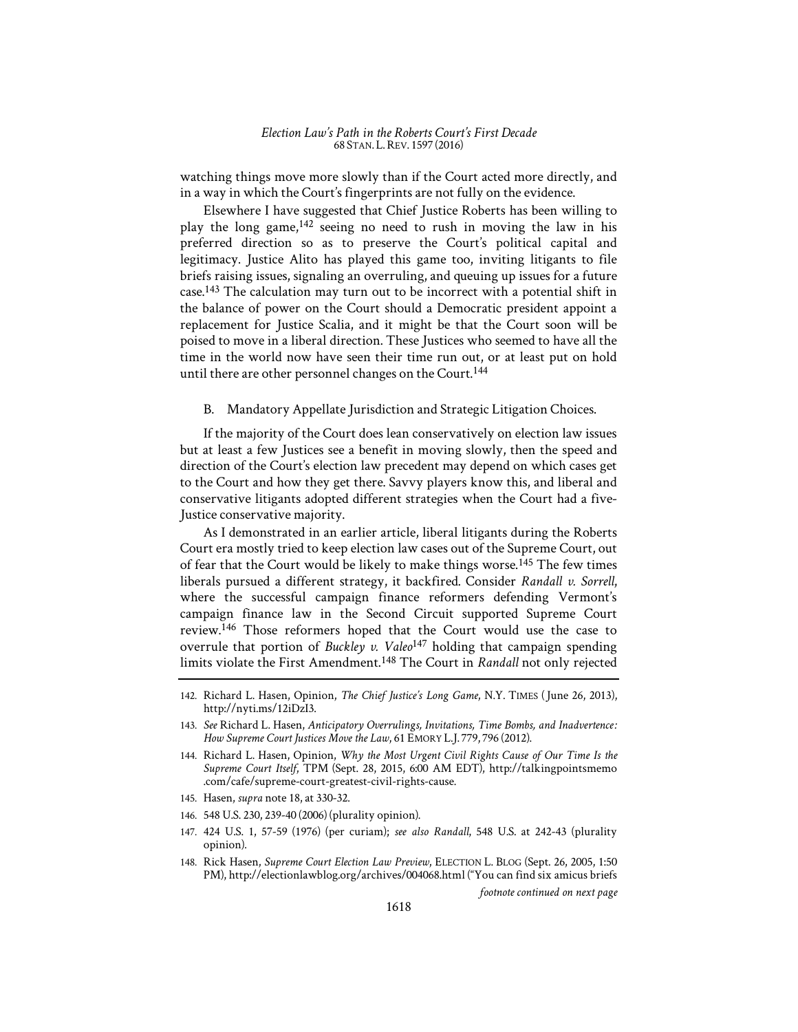watching things move more slowly than if the Court acted more directly, and in a way in which the Court's fingerprints are not fully on the evidence.

Elsewhere I have suggested that Chief Justice Roberts has been willing to play the long game,[142] seeing no need to rush in moving the law in his preferred direction so as to preserve the Court's political capital and legitimacy. Justice Alito has played this game too, inviting litigants to file briefs raising issues, signaling an overruling, and queuing up issues for a future case.[143] The calculation may turn out to be incorrect with a potential shift in the balance of power on the Court should a Democratic president appoint a replacement for Justice Scalia, and it might be that the Court soon will be poised to move in a liberal direction. These Justices who seemed to have all the time in the world now have seen their time run out, or at least put on hold until there are other personnel changes on the Court.[144]

### B. Mandatory Appellate Jurisdiction and Strategic Litigation Choices.

If the majority of the Court does lean conservatively on election law issues but at least a few Justices see a benefit in moving slowly, then the speed and direction of the Court's election law precedent may depend on which cases get to the Court and how they get there. Savvy players know this, and liberal and conservative litigants adopted different strategies when the Court had a five-Justice conservative majority.

As I demonstrated in an earlier article, liberal litigants during the Roberts Court era mostly tried to keep election law cases out of the Supreme Court, out of fear that the Court would be likely to make things worse.[145] The few times liberals pursued a different strategy, it backfired. Consider *Randall v. Sorrell*, where the successful campaign finance reformers defending Vermont's campaign finance law in the Second Circuit supported Supreme Court review.[146] Those reformers hoped that the Court would use the case to overrule that portion of *Buckley v. Valeo*[147] holding that campaign spending limits violate the First Amendment.[148] The Court in *Randall* not only rejected

---

142. Richard L. Hasen, Opinion, *The Chief Justice's Long Game*, N.Y. TIMES (June 26, 2013), http://nyti.ms/12iDzI3.

143. *See* Richard L. Hasen, *Anticipatory Overrulings, Invitations, Time Bombs, and Inadvertence: How Supreme Court Justices Move the Law*, 61 EMORY L.J. 779, 796 (2012).

144. Richard L. Hasen, Opinion, *Why the Most Urgent Civil Rights Cause of Our Time Is the Supreme Court Itself*, TPM (Sept. 28, 2015, 6:00 AM EDT), http://talkingpointsmemo.com/cafe/supreme-court-greatest-civil-rights-cause.

145. Hasen, *supra* note 18, at 330-32.

146. 548 U.S. 230, 239-40 (2006) (plurality opinion).

147. 424 U.S. 1, 57-59 (1976) (per curiam); *see also Randall*, 548 U.S. at 242-43 (plurality opinion).

148. Rick Hasen, *Supreme Court Election Law Preview*, ELECTION L. BLOG (Sept. 26, 2005, 1:50 PM), http://electionlawblog.org/archives/004068.html ("You can find six amicus briefs

*footnote continued on next page*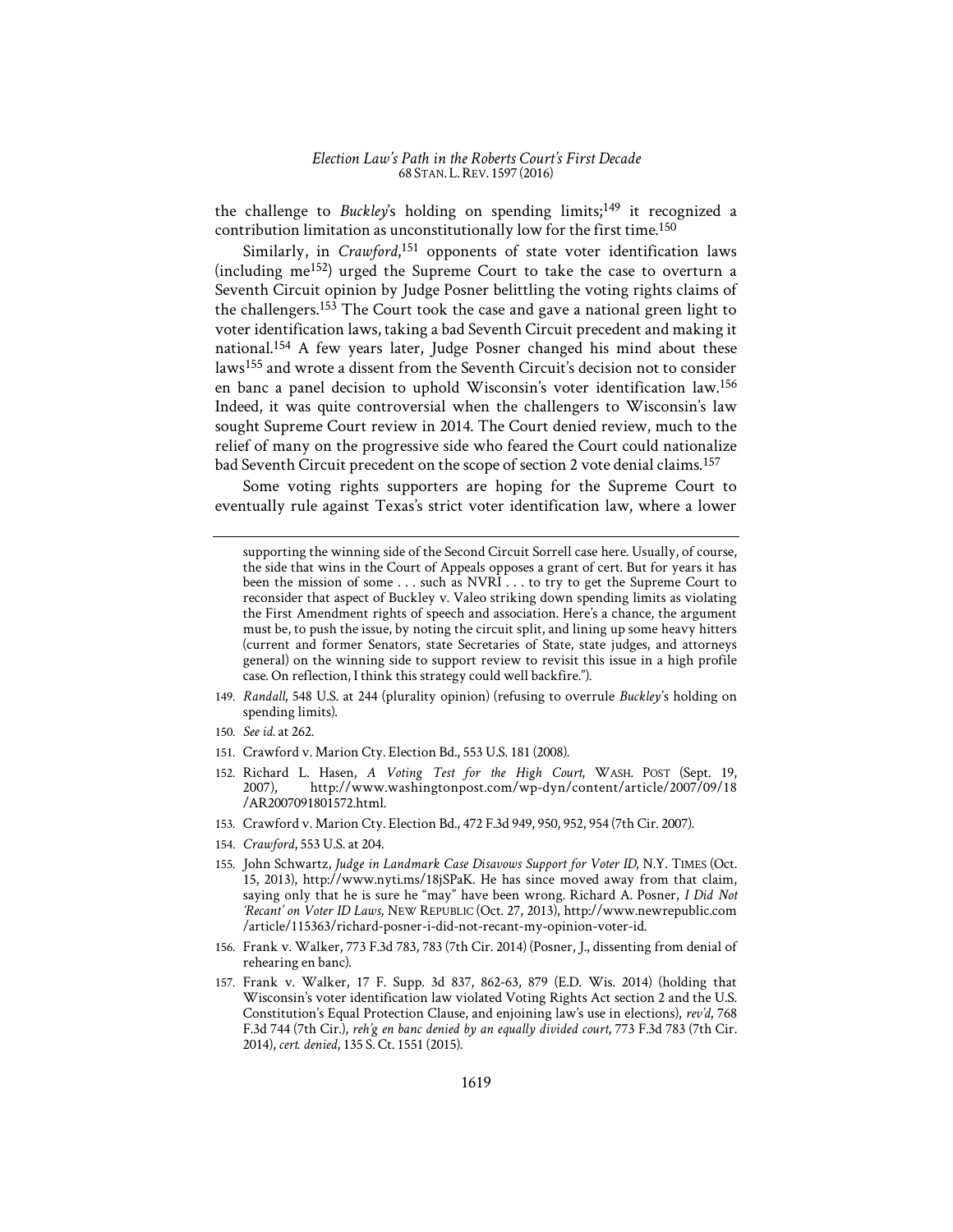the challenge to *Buckley*'s holding on spending limits;[149] it recognized a contribution limitation as unconstitutionally low for the first time.[150]

Similarly, in *Crawford*,[151] opponents of state voter identification laws (including me[152]) urged the Supreme Court to take the case to overturn a Seventh Circuit opinion by Judge Posner belittling the voting rights claims of the challengers.[153] The Court took the case and gave a national green light to voter identification laws, taking a bad Seventh Circuit precedent and making it national.[154] A few years later, Judge Posner changed his mind about these laws[155] and wrote a dissent from the Seventh Circuit's decision not to consider en banc a panel decision to uphold Wisconsin's voter identification law.[156] Indeed, it was quite controversial when the challengers to Wisconsin's law sought Supreme Court review in 2014. The Court denied review, much to the relief of many on the progressive side who feared the Court could nationalize bad Seventh Circuit precedent on the scope of section 2 vote denial claims.[157]

Some voting rights supporters are hoping for the Supreme Court to eventually rule against Texas's strict voter identification law, where a lower

---

supporting the winning side of the Second Circuit Sorrell case here. Usually, of course, the side that wins in the Court of Appeals opposes a grant of cert. But for years it has been the mission of some . . . such as NVRI . . . to try to get the Supreme Court to reconsider that aspect of Buckley v. Valeo striking down spending limits as violating the First Amendment rights of speech and association. Here's a chance, the argument must be, to push the issue, by noting the circuit split, and lining up some heavy hitters (current and former Senators, state Secretaries of State, state judges, and attorneys general) on the winning side to support review to revisit this issue in a high profile case. On reflection, I think this strategy could well backfire.").

149. *Randall*, 548 U.S. at 244 (plurality opinion) (refusing to overrule *Buckley*'s holding on spending limits).

150. *See id.* at 262.

151. Crawford v. Marion Cty. Election Bd., 553 U.S. 181 (2008).

152. Richard L. Hasen, *A Voting Test for the High Court*, WASH. POST (Sept. 19, 2007), http://www.washingtonpost.com/wp-dyn/content/article/2007/09/18/AR2007091801572.html.

153. Crawford v. Marion Cty. Election Bd., 472 F.3d 949, 950, 952, 954 (7th Cir. 2007).

154. *Crawford*, 553 U.S. at 204.

155. John Schwartz, *Judge in Landmark Case Disavows Support for Voter ID*, N.Y. TIMES (Oct. 15, 2013), http://www.nyti.ms/18jSPaK. He has since moved away from that claim, saying only that he is sure he "may" have been wrong. Richard A. Posner, *I Did Not 'Recant' on Voter ID Laws*, NEW REPUBLIC (Oct. 27, 2013), http://www.newrepublic.com/article/115363/richard-posner-i-did-not-recant-my-opinion-voter-id.

156. Frank v. Walker, 773 F.3d 783, 783 (7th Cir. 2014) (Posner, J., dissenting from denial of rehearing en banc).

157. Frank v. Walker, 17 F. Supp. 3d 837, 862-63, 879 (E.D. Wis. 2014) (holding that Wisconsin's voter identification law violated Voting Rights Act section 2 and the U.S. Constitution's Equal Protection Clause, and enjoining law's use in elections), *rev'd*, 768 F.3d 744 (7th Cir.), *reh'g en banc denied by an equally divided court*, 773 F.3d 783 (7th Cir. 2014), *cert. denied*, 135 S. Ct. 1551 (2015).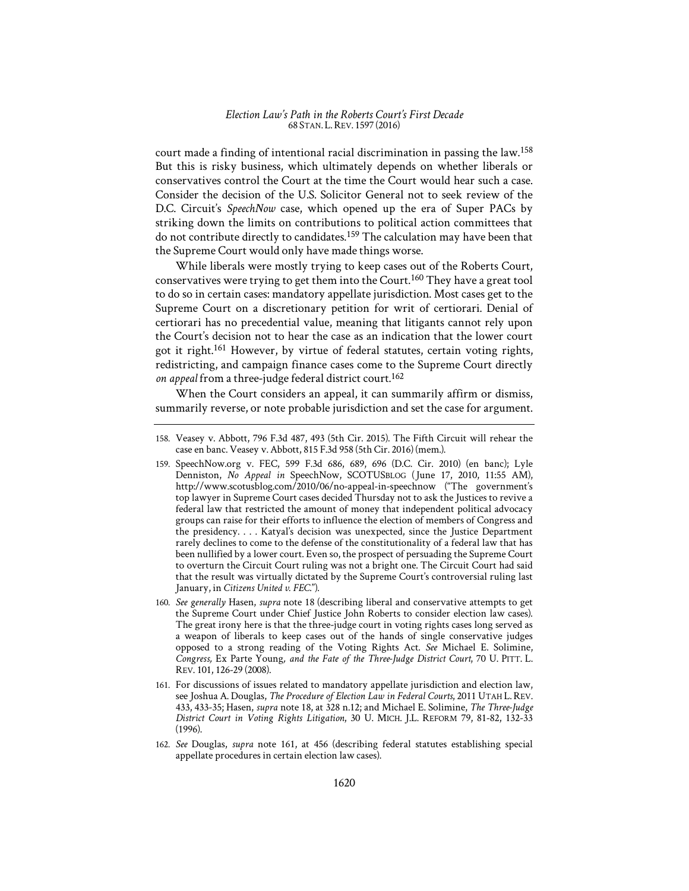court made a finding of intentional racial discrimination in passing the law.[158] But this is risky business, which ultimately depends on whether liberals or conservatives control the Court at the time the Court would hear such a case. Consider the decision of the U.S. Solicitor General not to seek review of the D.C. Circuit's *SpeechNow* case, which opened up the era of Super PACs by striking down the limits on contributions to political action committees that do not contribute directly to candidates.[159] The calculation may have been that the Supreme Court would only have made things worse.

While liberals were mostly trying to keep cases out of the Roberts Court, conservatives were trying to get them into the Court.[160] They have a great tool to do so in certain cases: mandatory appellate jurisdiction. Most cases get to the Supreme Court on a discretionary petition for writ of certiorari. Denial of certiorari has no precedential value, meaning that litigants cannot rely upon the Court's decision not to hear the case as an indication that the lower court got it right.[161] However, by virtue of federal statutes, certain voting rights, redistricting, and campaign finance cases come to the Supreme Court directly *on appeal* from a three-judge federal district court.[162]

When the Court considers an appeal, it can summarily affirm or dismiss, summarily reverse, or note probable jurisdiction and set the case for argument.

---

158. Veasey v. Abbott, 796 F.3d 487, 493 (5th Cir. 2015). The Fifth Circuit will rehear the case en banc. Veasey v. Abbott, 815 F.3d 958 (5th Cir. 2016) (mem.).

159. SpeechNow.org v. FEC, 599 F.3d 686, 689, 696 (D.C. Cir. 2010) (en banc); Lyle Denniston, *No Appeal in* SpeechNow, SCOTUSBLOG (June 17, 2010, 11:55 AM), http://www.scotusblog.com/2010/06/no-appeal-in-speechnow ("The government's top lawyer in Supreme Court cases decided Thursday not to ask the Justices to revive a federal law that restricted the amount of money that independent political advocacy groups can raise for their efforts to influence the election of members of Congress and the presidency. . . . Katyal's decision was unexpected, since the Justice Department rarely declines to come to the defense of the constitutionality of a federal law that has been nullified by a lower court. Even so, the prospect of persuading the Supreme Court to overturn the Circuit Court ruling was not a bright one. The Circuit Court had said that the result was virtually dictated by the Supreme Court's controversial ruling last January, in *Citizens United v. FEC*.").

160. *See generally* Hasen, *supra* note 18 (describing liberal and conservative attempts to get the Supreme Court under Chief Justice John Roberts to consider election law cases). The great irony here is that the three-judge court in voting rights cases long served as a weapon of liberals to keep cases out of the hands of single conservative judges opposed to a strong reading of the Voting Rights Act. *See* Michael E. Solimine, *Congress,* Ex Parte Young*, and the Fate of the Three-Judge District Court*, 70 U. PITT. L. REV. 101, 126-29 (2008).

161. For discussions of issues related to mandatory appellate jurisdiction and election law, see Joshua A. Douglas, *The Procedure of Election Law in Federal Courts*, 2011 UTAH L. REV. 433, 433-35; Hasen, *supra* note 18, at 328 n.12; and Michael E. Solimine, *The Three-Judge District Court in Voting Rights Litigation*, 30 U. MICH. J.L. REFORM 79, 81-82, 132-33 (1996).

162. *See* Douglas, *supra* note 161, at 456 (describing federal statutes establishing special appellate procedures in certain election law cases).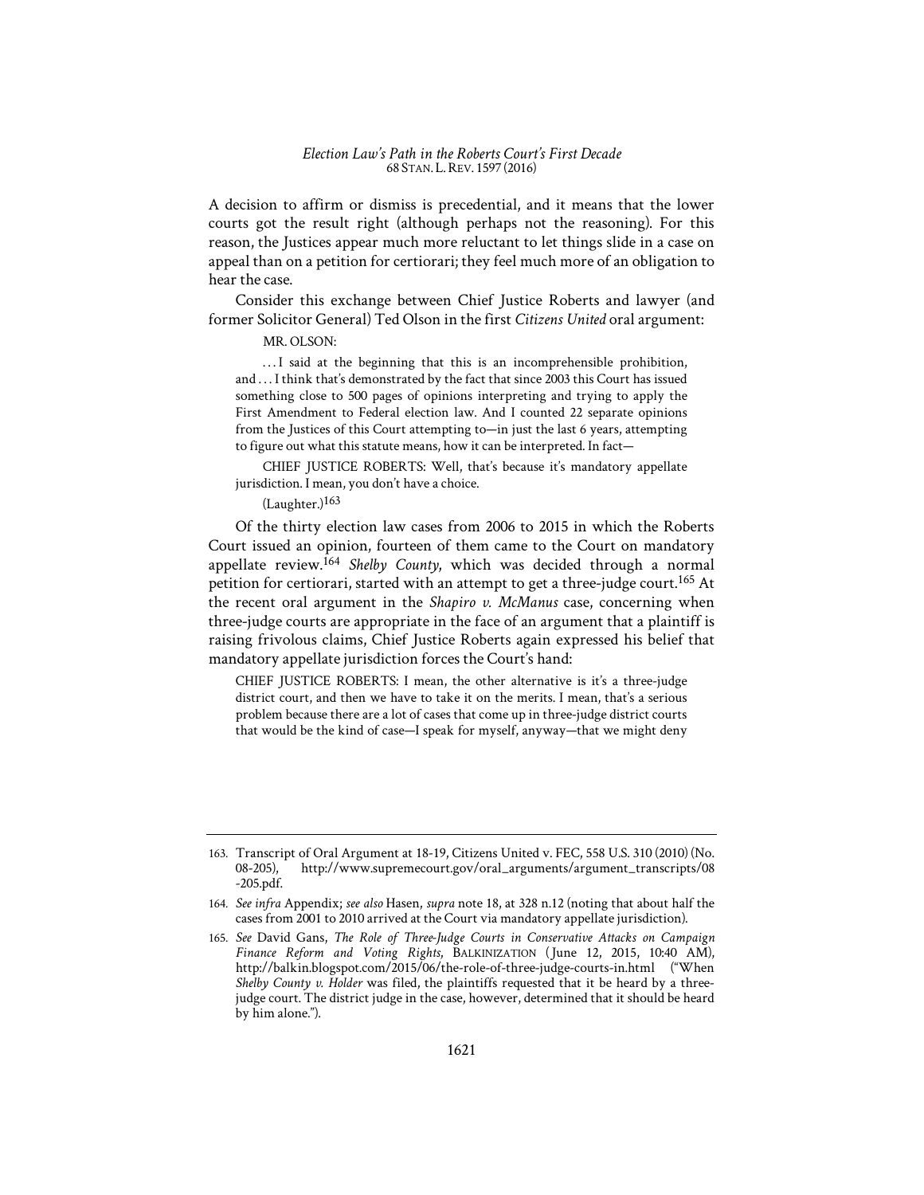A decision to affirm or dismiss is precedential, and it means that the lower courts got the result right (although perhaps not the reasoning). For this reason, the Justices appear much more reluctant to let things slide in a case on appeal than on a petition for certiorari; they feel much more of an obligation to hear the case.

Consider this exchange between Chief Justice Roberts and lawyer (and former Solicitor General) Ted Olson in the first *Citizens United* oral argument:

> MR. OLSON:
>
> . . . I said at the beginning that this is an incomprehensible prohibition, and . . . I think that's demonstrated by the fact that since 2003 this Court has issued something close to 500 pages of opinions interpreting and trying to apply the First Amendment to Federal election law. And I counted 22 separate opinions from the Justices of this Court attempting to—in just the last 6 years, attempting to figure out what this statute means, how it can be interpreted. In fact—
>
> CHIEF JUSTICE ROBERTS: Well, that's because it's mandatory appellate jurisdiction. I mean, you don't have a choice.
>
> (Laughter.)[163]

Of the thirty election law cases from 2006 to 2015 in which the Roberts Court issued an opinion, fourteen of them came to the Court on mandatory appellate review.[164] *Shelby County*, which was decided through a normal petition for certiorari, started with an attempt to get a three-judge court.[165] At the recent oral argument in the *Shapiro v. McManus* case, concerning when three-judge courts are appropriate in the face of an argument that a plaintiff is raising frivolous claims, Chief Justice Roberts again expressed his belief that mandatory appellate jurisdiction forces the Court's hand:

> CHIEF JUSTICE ROBERTS: I mean, the other alternative is it's a three-judge district court, and then we have to take it on the merits. I mean, that's a serious problem because there are a lot of cases that come up in three-judge district courts that would be the kind of case—I speak for myself, anyway—that we might deny

---

163. Transcript of Oral Argument at 18-19, Citizens United v. FEC, 558 U.S. 310 (2010) (No. 08-205), http://www.supremecourt.gov/oral_arguments/argument_transcripts/08-205.pdf.

164. *See infra* Appendix; *see also* Hasen, *supra* note 18, at 328 n.12 (noting that about half the cases from 2001 to 2010 arrived at the Court via mandatory appellate jurisdiction).

165. *See* David Gans, *The Role of Three-Judge Courts in Conservative Attacks on Campaign Finance Reform and Voting Rights*, BALKINIZATION (June 12, 2015, 10:40 AM), http://balkin.blogspot.com/2015/06/the-role-of-three-judge-courts-in.html ("When *Shelby County v. Holder* was filed, the plaintiffs requested that it be heard by a three-judge court. The district judge in the case, however, determined that it should be heard by him alone.").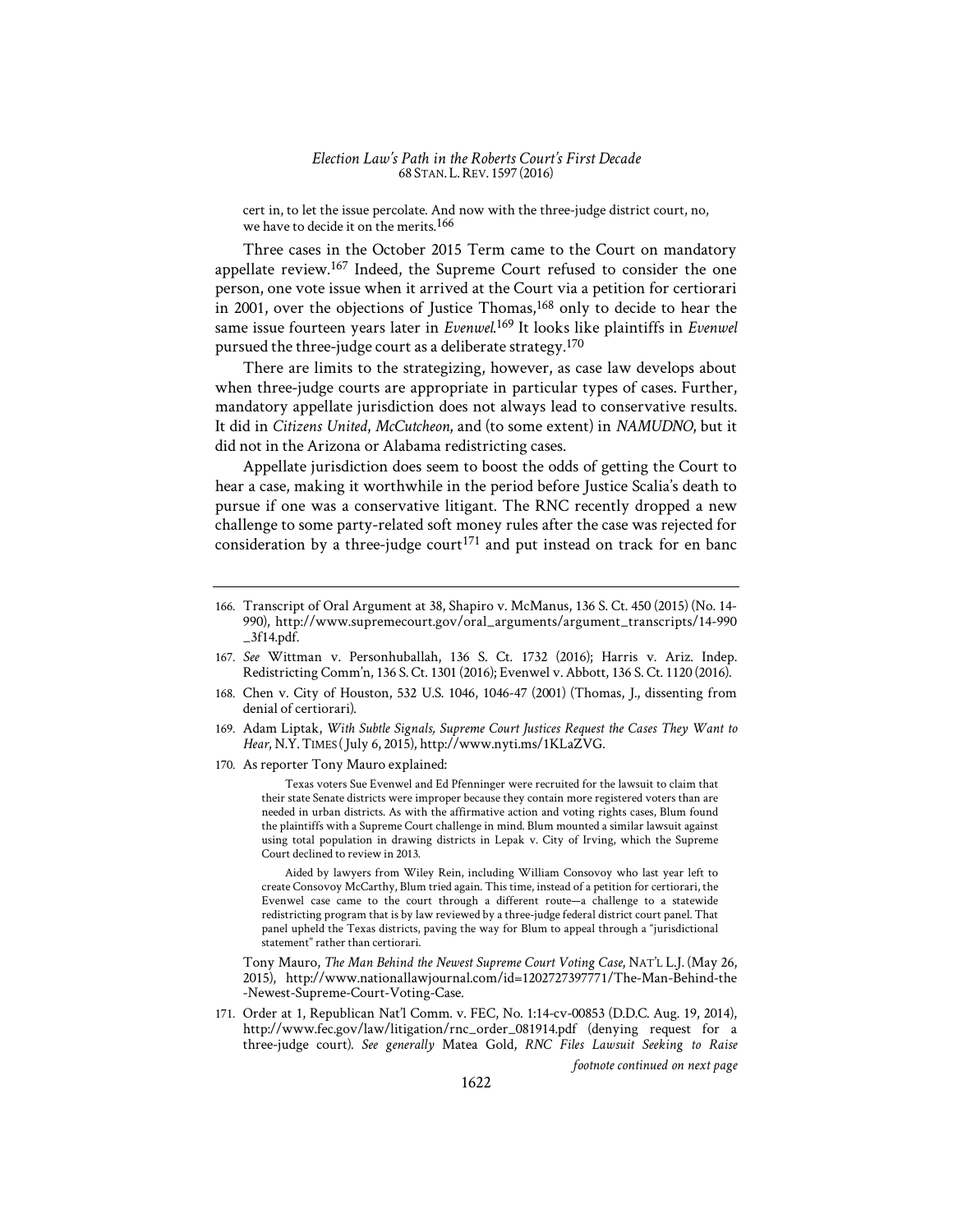cert in, to let the issue percolate. And now with the three-judge district court, no, we have to decide it on the merits.[166]

Three cases in the October 2015 Term came to the Court on mandatory appellate review.[167] Indeed, the Supreme Court refused to consider the one person, one vote issue when it arrived at the Court via a petition for certiorari in 2001, over the objections of Justice Thomas,[168] only to decide to hear the same issue fourteen years later in *Evenwel*.[169] It looks like plaintiffs in *Evenwel* pursued the three-judge court as a deliberate strategy.[170]

There are limits to the strategizing, however, as case law develops about when three-judge courts are appropriate in particular types of cases. Further, mandatory appellate jurisdiction does not always lead to conservative results. It did in *Citizens United*, *McCutcheon*, and (to some extent) in *NAMUDNO*, but it did not in the Arizona or Alabama redistricting cases.

Appellate jurisdiction does seem to boost the odds of getting the Court to hear a case, making it worthwhile in the period before Justice Scalia's death to pursue if one was a conservative litigant. The RNC recently dropped a new challenge to some party-related soft money rules after the case was rejected for consideration by a three-judge court[171] and put instead on track for en banc

---

166. Transcript of Oral Argument at 38, Shapiro v. McManus, 136 S. Ct. 450 (2015) (No. 14-990), http://www.supremecourt.gov/oral_arguments/argument_transcripts/14-990_3f14.pdf.

167. *See* Wittman v. Personhuballah, 136 S. Ct. 1732 (2016); Harris v. Ariz. Indep. Redistricting Comm'n, 136 S. Ct. 1301 (2016); Evenwel v. Abbott, 136 S. Ct. 1120 (2016).

168. Chen v. City of Houston, 532 U.S. 1046, 1046-47 (2001) (Thomas, J., dissenting from denial of certiorari).

169. Adam Liptak, *With Subtle Signals, Supreme Court Justices Request the Cases They Want to Hear*, N.Y. TIMES (July 6, 2015), http://www.nyti.ms/1KLaZVG.

170. As reporter Tony Mauro explained:

> Texas voters Sue Evenwel and Ed Pfenninger were recruited for the lawsuit to claim that their state Senate districts were improper because they contain more registered voters than are needed in urban districts. As with the affirmative action and voting rights cases, Blum found the plaintiffs with a Supreme Court challenge in mind. Blum mounted a similar lawsuit against using total population in drawing districts in Lepak v. City of Irving, which the Supreme Court declined to review in 2013.
>
> Aided by lawyers from Wiley Rein, including William Consovoy who last year left to create Consovoy McCarthy, Blum tried again. This time, instead of a petition for certiorari, the Evenwel case came to the court through a different route—a challenge to a statewide redistricting program that is by law reviewed by a three-judge federal district court panel. That panel upheld the Texas districts, paving the way for Blum to appeal through a "jurisdictional statement" rather than certiorari.

Tony Mauro, *The Man Behind the Newest Supreme Court Voting Case*, NAT'L L.J. (May 26, 2015), http://www.nationallawjournal.com/id=1202727397771/The-Man-Behind-the-Newest-Supreme-Court-Voting-Case.

171. Order at 1, Republican Nat'l Comm. v. FEC, No. 1:14-cv-00853 (D.D.C. Aug. 19, 2014), http://www.fec.gov/law/litigation/rnc_order_081914.pdf (denying request for a three-judge court). *See generally* Matea Gold, *RNC Files Lawsuit Seeking to Raise*

*footnote continued on next page*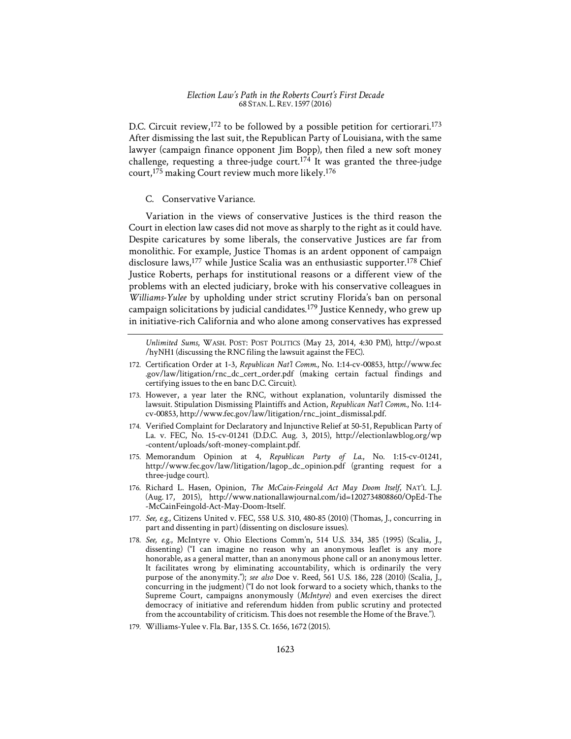D.C. Circuit review,[172] to be followed by a possible petition for certiorari.[173] After dismissing the last suit, the Republican Party of Louisiana, with the same lawyer (campaign finance opponent Jim Bopp), then filed a new soft money challenge, requesting a three-judge court.[174] It was granted the three-judge court,[175] making Court review much more likely.[176]

### C. Conservative Variance.

Variation in the views of conservative Justices is the third reason the Court in election law cases did not move as sharply to the right as it could have. Despite caricatures by some liberals, the conservative Justices are far from monolithic. For example, Justice Thomas is an ardent opponent of campaign disclosure laws,[177] while Justice Scalia was an enthusiastic supporter.[178] Chief Justice Roberts, perhaps for institutional reasons or a different view of the problems with an elected judiciary, broke with his conservative colleagues in *Williams-Yulee* by upholding under strict scrutiny Florida's ban on personal campaign solicitations by judicial candidates.[179] Justice Kennedy, who grew up in initiative-rich California and who alone among conservatives has expressed

---

*Unlimited Sums*, WASH. POST: POST POLITICS (May 23, 2014, 4:30 PM), http://wpo.st/hyNH1 (discussing the RNC filing the lawsuit against the FEC).

172. Certification Order at 1-3, *Republican Nat'l Comm.*, No. 1:14-cv-00853, http://www.fec.gov/law/litigation/rnc_dc_cert_order.pdf (making certain factual findings and certifying issues to the en banc D.C. Circuit).

173. However, a year later the RNC, without explanation, voluntarily dismissed the lawsuit. Stipulation Dismissing Plaintiffs and Action, *Republican Nat'l Comm.*, No. 1:14-cv-00853, http://www.fec.gov/law/litigation/rnc_joint_dismissal.pdf.

174. Verified Complaint for Declaratory and Injunctive Relief at 50-51, Republican Party of La. v. FEC, No. 15-cv-01241 (D.D.C. Aug. 3, 2015), http://electionlawblog.org/wp-content/uploads/soft-money-complaint.pdf.

175. Memorandum Opinion at 4, *Republican Party of La.*, No. 1:15-cv-01241, http://www.fec.gov/law/litigation/lagop_dc_opinion.pdf (granting request for a three-judge court).

176. Richard L. Hasen, Opinion, *The McCain-Feingold Act May Doom Itself*, NAT'L L.J. (Aug. 17, 2015), http://www.nationallawjournal.com/id=1202734808860/OpEd-The-McCainFeingold-Act-May-Doom-Itself.

177. *See, e.g.*, Citizens United v. FEC, 558 U.S. 310, 480-85 (2010) (Thomas, J., concurring in part and dissenting in part) (dissenting on disclosure issues).

178. *See, e.g.*, McIntyre v. Ohio Elections Comm'n, 514 U.S. 334, 385 (1995) (Scalia, J., dissenting) ("I can imagine no reason why an anonymous leaflet is any more honorable, as a general matter, than an anonymous phone call or an anonymous letter. It facilitates wrong by eliminating accountability, which is ordinarily the very purpose of the anonymity."); *see also* Doe v. Reed, 561 U.S. 186, 228 (2010) (Scalia, J., concurring in the judgment) ("I do not look forward to a society which, thanks to the Supreme Court, campaigns anonymously (*McIntyre*) and even exercises the direct democracy of initiative and referendum hidden from public scrutiny and protected from the accountability of criticism. This does not resemble the Home of the Brave.").

179. Williams-Yulee v. Fla. Bar, 135 S. Ct. 1656, 1672 (2015).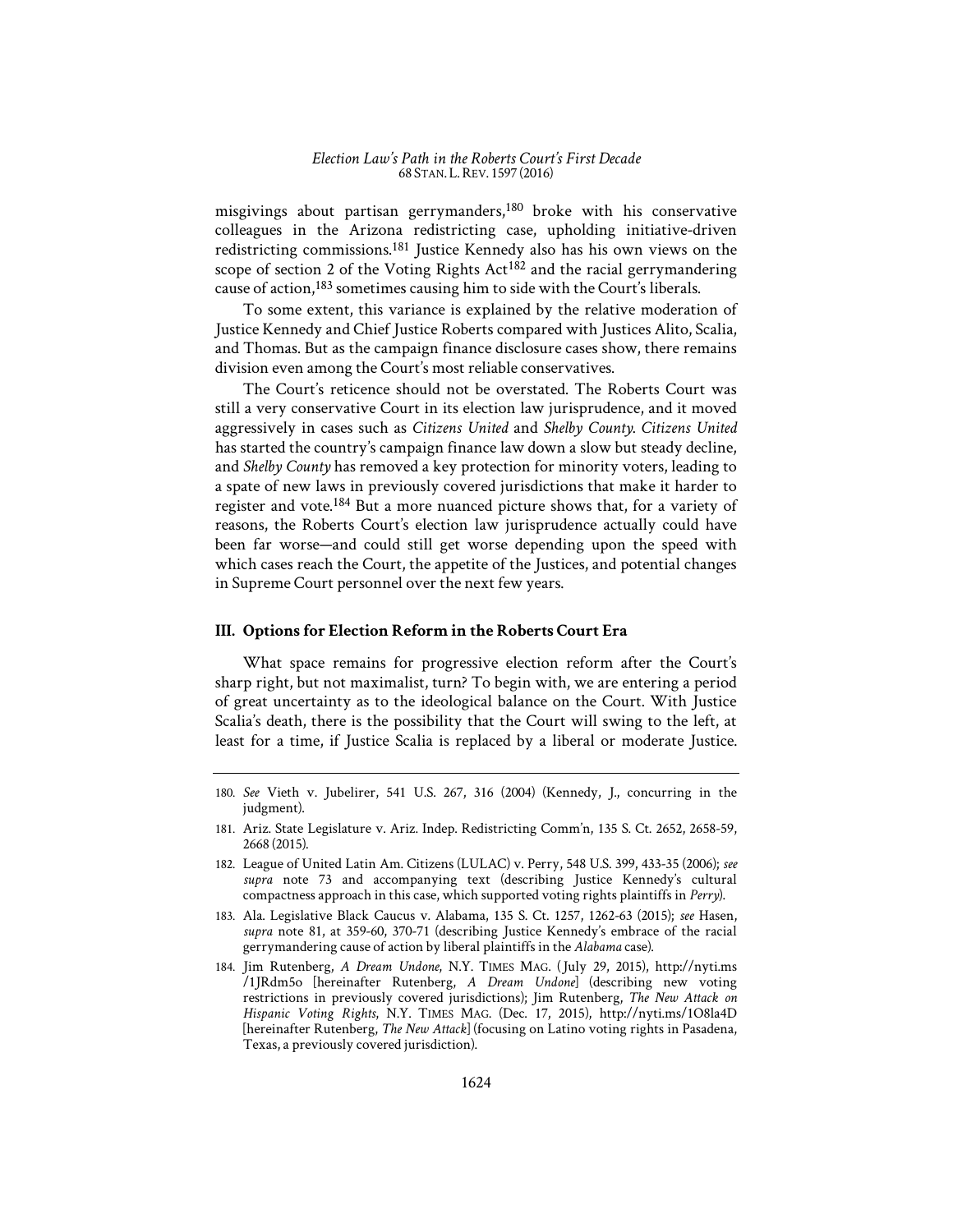misgivings about partisan gerrymanders,[180] broke with his conservative colleagues in the Arizona redistricting case, upholding initiative-driven redistricting commissions.[181] Justice Kennedy also has his own views on the scope of section 2 of the Voting Rights Act[182] and the racial gerrymandering cause of action,[183] sometimes causing him to side with the Court's liberals.

To some extent, this variance is explained by the relative moderation of Justice Kennedy and Chief Justice Roberts compared with Justices Alito, Scalia, and Thomas. But as the campaign finance disclosure cases show, there remains division even among the Court's most reliable conservatives.

The Court's reticence should not be overstated. The Roberts Court was still a very conservative Court in its election law jurisprudence, and it moved aggressively in cases such as *Citizens United* and *Shelby County*. *Citizens United* has started the country's campaign finance law down a slow but steady decline, and *Shelby County* has removed a key protection for minority voters, leading to a spate of new laws in previously covered jurisdictions that make it harder to register and vote.[184] But a more nuanced picture shows that, for a variety of reasons, the Roberts Court's election law jurisprudence actually could have been far worse—and could still get worse depending upon the speed with which cases reach the Court, the appetite of the Justices, and potential changes in Supreme Court personnel over the next few years.

## III. Options for Election Reform in the Roberts Court Era

What space remains for progressive election reform after the Court's sharp right, but not maximalist, turn? To begin with, we are entering a period of great uncertainty as to the ideological balance on the Court. With Justice Scalia's death, there is the possibility that the Court will swing to the left, at least for a time, if Justice Scalia is replaced by a liberal or moderate Justice.

---

180. *See* Vieth v. Jubelirer, 541 U.S. 267, 316 (2004) (Kennedy, J., concurring in the judgment).

181. Ariz. State Legislature v. Ariz. Indep. Redistricting Comm'n, 135 S. Ct. 2652, 2658-59, 2668 (2015).

182. League of United Latin Am. Citizens (LULAC) v. Perry, 548 U.S. 399, 433-35 (2006); *see supra* note 73 and accompanying text (describing Justice Kennedy's cultural compactness approach in this case, which supported voting rights plaintiffs in *Perry*).

183. Ala. Legislative Black Caucus v. Alabama, 135 S. Ct. 1257, 1262-63 (2015); *see* Hasen, *supra* note 81, at 359-60, 370-71 (describing Justice Kennedy's embrace of the racial gerrymandering cause of action by liberal plaintiffs in the *Alabama* case).

184. Jim Rutenberg, *A Dream Undone*, N.Y. TIMES MAG. (July 29, 2015), http://nyti.ms/1JRdm5o [hereinafter Rutenberg, *A Dream Undone*] (describing new voting restrictions in previously covered jurisdictions); Jim Rutenberg, *The New Attack on Hispanic Voting Rights*, N.Y. TIMES MAG. (Dec. 17, 2015), http://nyti.ms/1O8la4D [hereinafter Rutenberg, *The New Attack*] (focusing on Latino voting rights in Pasadena, Texas, a previously covered jurisdiction).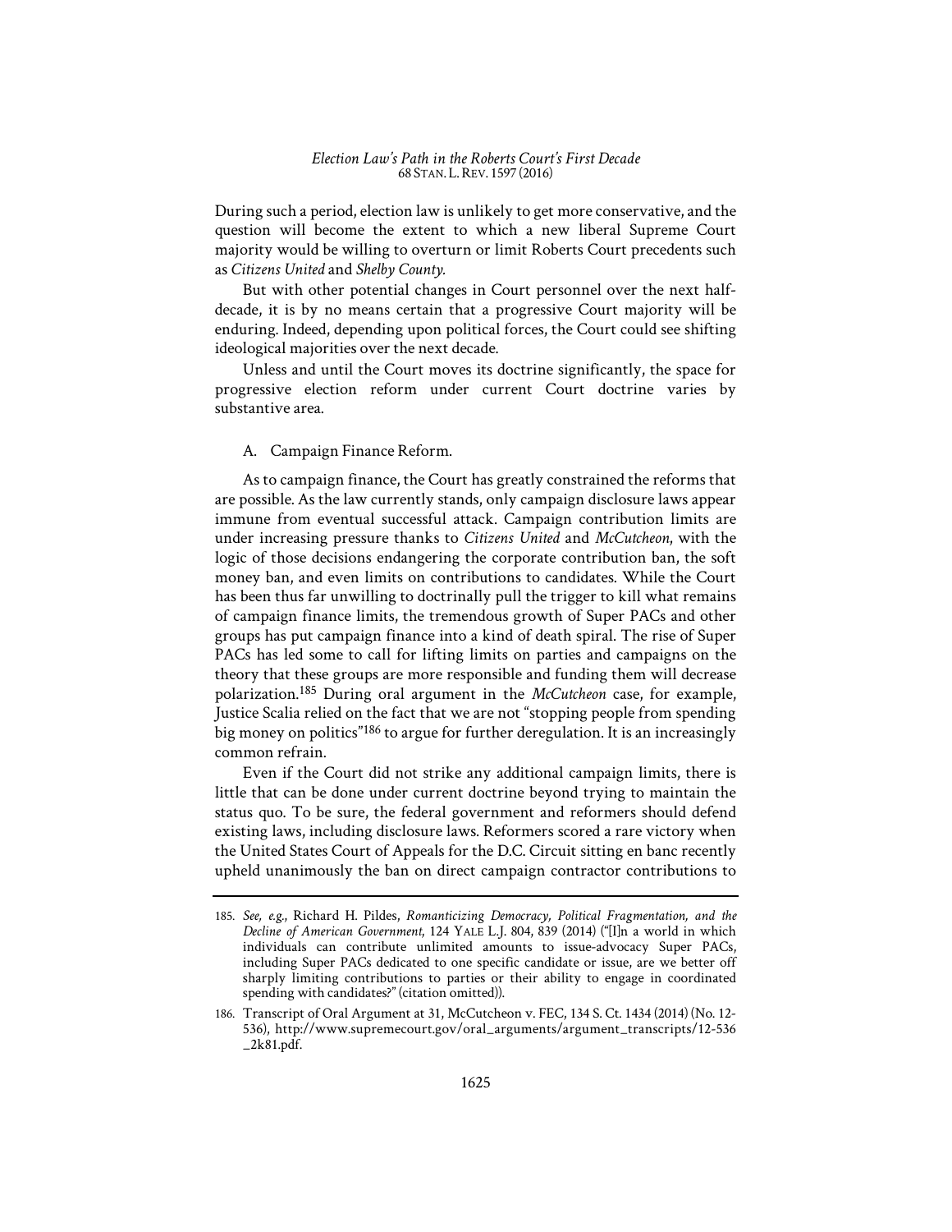During such a period, election law is unlikely to get more conservative, and the question will become the extent to which a new liberal Supreme Court majority would be willing to overturn or limit Roberts Court precedents such as *Citizens United* and *Shelby County*.

But with other potential changes in Court personnel over the next half-decade, it is by no means certain that a progressive Court majority will be enduring. Indeed, depending upon political forces, the Court could see shifting ideological majorities over the next decade.

Unless and until the Court moves its doctrine significantly, the space for progressive election reform under current Court doctrine varies by substantive area.

### A. Campaign Finance Reform.

As to campaign finance, the Court has greatly constrained the reforms that are possible. As the law currently stands, only campaign disclosure laws appear immune from eventual successful attack. Campaign contribution limits are under increasing pressure thanks to *Citizens United* and *McCutcheon*, with the logic of those decisions endangering the corporate contribution ban, the soft money ban, and even limits on contributions to candidates. While the Court has been thus far unwilling to doctrinally pull the trigger to kill what remains of campaign finance limits, the tremendous growth of Super PACs and other groups has put campaign finance into a kind of death spiral. The rise of Super PACs has led some to call for lifting limits on parties and campaigns on the theory that these groups are more responsible and funding them will decrease polarization.[185] During oral argument in the *McCutcheon* case, for example, Justice Scalia relied on the fact that we are not "stopping people from spending big money on politics"[186] to argue for further deregulation. It is an increasingly common refrain.

Even if the Court did not strike any additional campaign limits, there is little that can be done under current doctrine beyond trying to maintain the status quo. To be sure, the federal government and reformers should defend existing laws, including disclosure laws. Reformers scored a rare victory when the United States Court of Appeals for the D.C. Circuit sitting en banc recently upheld unanimously the ban on direct campaign contractor contributions to

---

185. *See, e.g.*, Richard H. Pildes, *Romanticizing Democracy, Political Fragmentation, and the Decline of American Government*, 124 YALE L.J. 804, 839 (2014) ("[I]n a world in which individuals can contribute unlimited amounts to issue-advocacy Super PACs, including Super PACs dedicated to one specific candidate or issue, are we better off sharply limiting contributions to parties or their ability to engage in coordinated spending with candidates?" (citation omitted)).

186. Transcript of Oral Argument at 31, McCutcheon v. FEC, 134 S. Ct. 1434 (2014) (No. 12-536), http://www.supremecourt.gov/oral_arguments/argument_transcripts/12-536_2k81.pdf.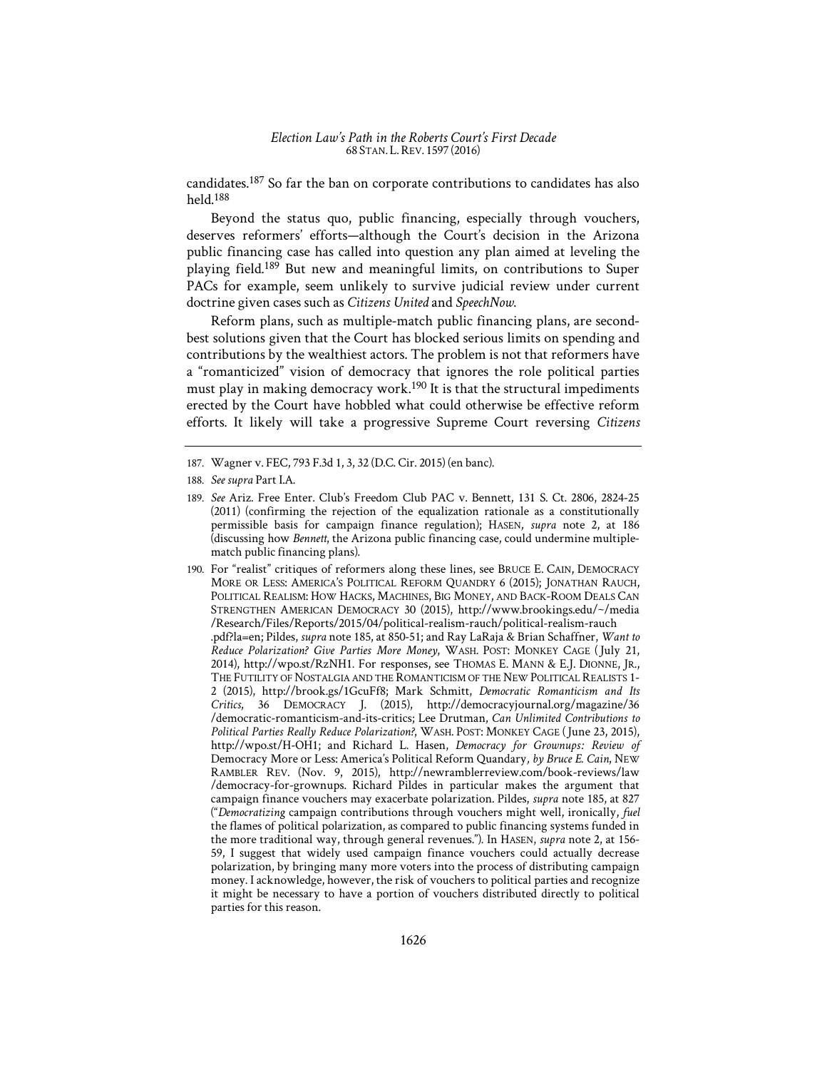candidates.[187] So far the ban on corporate contributions to candidates has also held.[188]

Beyond the status quo, public financing, especially through vouchers, deserves reformers' efforts—although the Court's decision in the Arizona public financing case has called into question any plan aimed at leveling the playing field.[189] But new and meaningful limits, on contributions to Super PACs for example, seem unlikely to survive judicial review under current doctrine given cases such as *Citizens United* and *SpeechNow*.

Reform plans, such as multiple-match public financing plans, are second-best solutions given that the Court has blocked serious limits on spending and contributions by the wealthiest actors. The problem is not that reformers have a "romanticized" vision of democracy that ignores the role political parties must play in making democracy work.[190] It is that the structural impediments erected by the Court have hobbled what could otherwise be effective reform efforts. It likely will take a progressive Supreme Court reversing *Citizens*

---

187. Wagner v. FEC, 793 F.3d 1, 3, 32 (D.C. Cir. 2015) (en banc).

188. *See supra* Part I.A.

189. *See* Ariz. Free Enter. Club's Freedom Club PAC v. Bennett, 131 S. Ct. 2806, 2824-25 (2011) (confirming the rejection of the equalization rationale as a constitutionally permissible basis for campaign finance regulation); HASEN, *supra* note 2, at 186 (discussing how *Bennett*, the Arizona public financing case, could undermine multiple-match public financing plans).

190. For "realist" critiques of reformers along these lines, see BRUCE E. CAIN, DEMOCRACY MORE OR LESS: AMERICA'S POLITICAL REFORM QUANDRY 6 (2015); JONATHAN RAUCH, POLITICAL REALISM: HOW HACKS, MACHINES, BIG MONEY, AND BACK-ROOM DEALS CAN STRENGTHEN AMERICAN DEMOCRACY 30 (2015), http://www.brookings.edu/~/media/Research/Files/Reports/2015/04/political-realism-rauch/political-realism-rauch.pdf?la=en; Pildes, *supra* note 185, at 850-51; and Ray LaRaja & Brian Schaffner, *Want to Reduce Polarization? Give Parties More Money*, WASH. POST: MONKEY CAGE (July 21, 2014), http://wpo.st/RzNH1. For responses, see THOMAS E. MANN & E.J. DIONNE, JR., THE FUTILITY OF NOSTALGIA AND THE ROMANTICISM OF THE NEW POLITICAL REALISTS 1-2 (2015), http://brook.gs/1GcuFf8; Mark Schmitt, *Democratic Romanticism and Its Critics*, 36 DEMOCRACY J. (2015), http://democracyjournal.org/magazine/36/democratic-romanticism-and-its-critics; Lee Drutman, *Can Unlimited Contributions to Political Parties Really Reduce Polarization?*, WASH. POST: MONKEY CAGE (June 23, 2015), http://wpo.st/H-OH1; and Richard L. Hasen, *Democracy for Grownups: Review of* Democracy More or Less: America's Political Reform Quandary*, by Bruce E. Cain*, NEW RAMBLER REV. (Nov. 9, 2015), http://newramblerreview.com/book-reviews/law/democracy-for-grownups. Richard Pildes in particular makes the argument that campaign finance vouchers may exacerbate polarization. Pildes, *supra* note 185, at 827 ("*Democratizing* campaign contributions through vouchers might well, ironically, *fuel* the flames of political polarization, as compared to public financing systems funded in the more traditional way, through general revenues."). In HASEN, *supra* note 2, at 156-59, I suggest that widely used campaign finance vouchers could actually decrease polarization, by bringing many more voters into the process of distributing campaign money. I acknowledge, however, the risk of vouchers to political parties and recognize it might be necessary to have a portion of vouchers distributed directly to political parties for this reason.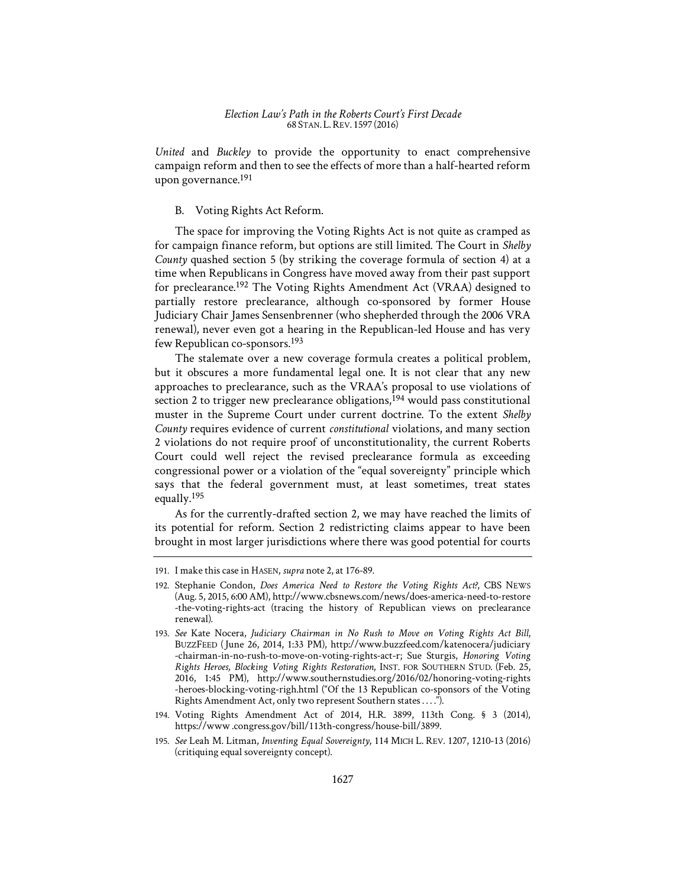*United* and *Buckley* to provide the opportunity to enact comprehensive campaign reform and then to see the effects of more than a half-hearted reform upon governance.[191]

### B. Voting Rights Act Reform.

The space for improving the Voting Rights Act is not quite as cramped as for campaign finance reform, but options are still limited. The Court in *Shelby County* quashed section 5 (by striking the coverage formula of section 4) at a time when Republicans in Congress have moved away from their past support for preclearance.[192] The Voting Rights Amendment Act (VRAA) designed to partially restore preclearance, although co-sponsored by former House Judiciary Chair James Sensenbrenner (who shepherded through the 2006 VRA renewal), never even got a hearing in the Republican-led House and has very few Republican co-sponsors.[193]

The stalemate over a new coverage formula creates a political problem, but it obscures a more fundamental legal one. It is not clear that any new approaches to preclearance, such as the VRAA's proposal to use violations of section 2 to trigger new preclearance obligations,[194] would pass constitutional muster in the Supreme Court under current doctrine. To the extent *Shelby County* requires evidence of current *constitutional* violations, and many section 2 violations do not require proof of unconstitutionality, the current Roberts Court could well reject the revised preclearance formula as exceeding congressional power or a violation of the "equal sovereignty" principle which says that the federal government must, at least sometimes, treat states equally.[195]

As for the currently-drafted section 2, we may have reached the limits of its potential for reform. Section 2 redistricting claims appear to have been brought in most larger jurisdictions where there was good potential for courts

---

191. I make this case in HASEN, *supra* note 2, at 176-89.

192. Stephanie Condon, *Does America Need to Restore the Voting Rights Act?*, CBS NEWS (Aug. 5, 2015, 6:00 AM), http://www.cbsnews.com/news/does-america-need-to-restore-the-voting-rights-act (tracing the history of Republican views on preclearance renewal).

193. *See* Kate Nocera, *Judiciary Chairman in No Rush to Move on Voting Rights Act Bill*, BUZZFEED (June 26, 2014, 1:33 PM), http://www.buzzfeed.com/katenocera/judiciary-chairman-in-no-rush-to-move-on-voting-rights-act-r; Sue Sturgis, *Honoring Voting Rights Heroes, Blocking Voting Rights Restoration*, INST. FOR SOUTHERN STUD. (Feb. 25, 2016, 1:45 PM), http://www.southernstudies.org/2016/02/honoring-voting-rights-heroes-blocking-voting-righ.html ("Of the 13 Republican co-sponsors of the Voting Rights Amendment Act, only two represent Southern states . . . .").

194. Voting Rights Amendment Act of 2014, H.R. 3899, 113th Cong. § 3 (2014), https://www.congress.gov/bill/113th-congress/house-bill/3899.

195. *See* Leah M. Litman, *Inventing Equal Sovereignty*, 114 MICH L. REV. 1207, 1210-13 (2016) (critiquing equal sovereignty concept).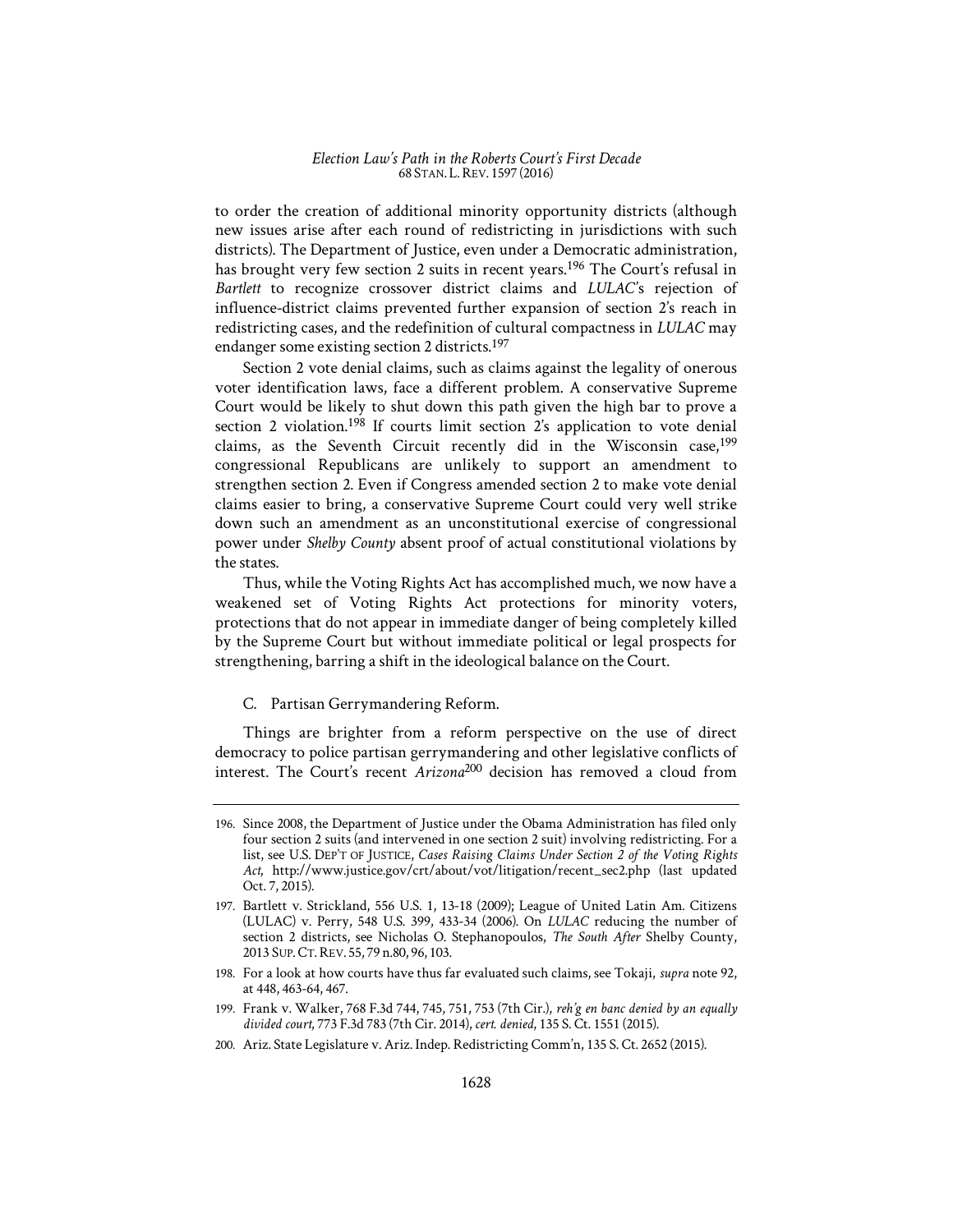to order the creation of additional minority opportunity districts (although new issues arise after each round of redistricting in jurisdictions with such districts). The Department of Justice, even under a Democratic administration, has brought very few section 2 suits in recent years.[196] The Court's refusal in *Bartlett* to recognize crossover district claims and *LULAC*'s rejection of influence-district claims prevented further expansion of section 2's reach in redistricting cases, and the redefinition of cultural compactness in *LULAC* may endanger some existing section 2 districts.[197]

Section 2 vote denial claims, such as claims against the legality of onerous voter identification laws, face a different problem. A conservative Supreme Court would be likely to shut down this path given the high bar to prove a section 2 violation.[198] If courts limit section 2's application to vote denial claims, as the Seventh Circuit recently did in the Wisconsin case,[199] congressional Republicans are unlikely to support an amendment to strengthen section 2. Even if Congress amended section 2 to make vote denial claims easier to bring, a conservative Supreme Court could very well strike down such an amendment as an unconstitutional exercise of congressional power under *Shelby County* absent proof of actual constitutional violations by the states.

Thus, while the Voting Rights Act has accomplished much, we now have a weakened set of Voting Rights Act protections for minority voters, protections that do not appear in immediate danger of being completely killed by the Supreme Court but without immediate political or legal prospects for strengthening, barring a shift in the ideological balance on the Court.

### C. Partisan Gerrymandering Reform.

Things are brighter from a reform perspective on the use of direct democracy to police partisan gerrymandering and other legislative conflicts of interest. The Court's recent *Arizona*[200] decision has removed a cloud from

---

196. Since 2008, the Department of Justice under the Obama Administration has filed only four section 2 suits (and intervened in one section 2 suit) involving redistricting. For a list, see U.S. DEP'T OF JUSTICE, *Cases Raising Claims Under Section 2 of the Voting Rights Act*, http://www.justice.gov/crt/about/vot/litigation/recent_sec2.php (last updated Oct. 7, 2015).

197. Bartlett v. Strickland, 556 U.S. 1, 13-18 (2009); League of United Latin Am. Citizens (LULAC) v. Perry, 548 U.S. 399, 433-34 (2006). On *LULAC* reducing the number of section 2 districts, see Nicholas O. Stephanopoulos, *The South After* Shelby County, 2013 SUP. CT. REV. 55, 79 n.80, 96, 103.

198. For a look at how courts have thus far evaluated such claims, see Tokaji, *supra* note 92, at 448, 463-64, 467.

199. Frank v. Walker, 768 F.3d 744, 745, 751, 753 (7th Cir.), *reh'g en banc denied by an equally divided court*, 773 F.3d 783 (7th Cir. 2014), *cert. denied*, 135 S. Ct. 1551 (2015).

200. Ariz. State Legislature v. Ariz. Indep. Redistricting Comm'n, 135 S. Ct. 2652 (2015).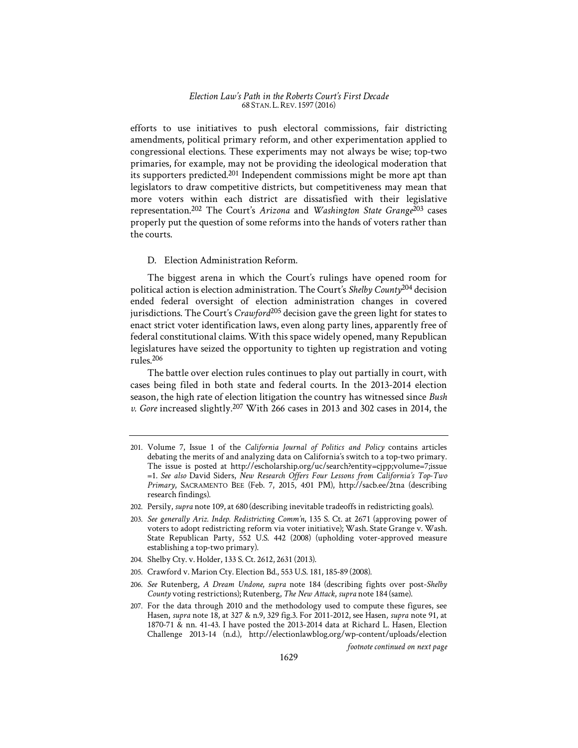efforts to use initiatives to push electoral commissions, fair districting amendments, political primary reform, and other experimentation applied to congressional elections. These experiments may not always be wise; top-two primaries, for example, may not be providing the ideological moderation that its supporters predicted.[201] Independent commissions might be more apt than legislators to draw competitive districts, but competitiveness may mean that more voters within each district are dissatisfied with their legislative representation.[202] The Court's *Arizona* and *Washington State Grange*[203] cases properly put the question of some reforms into the hands of voters rather than the courts.

### D. Election Administration Reform.

The biggest arena in which the Court's rulings have opened room for political action is election administration. The Court's *Shelby County*[204] decision ended federal oversight of election administration changes in covered jurisdictions. The Court's *Crawford*[205] decision gave the green light for states to enact strict voter identification laws, even along party lines, apparently free of federal constitutional claims. With this space widely opened, many Republican legislatures have seized the opportunity to tighten up registration and voting rules.[206]

The battle over election rules continues to play out partially in court, with cases being filed in both state and federal courts. In the 2013-2014 election season, the high rate of election litigation the country has witnessed since *Bush v. Gore* increased slightly.[207] With 266 cases in 2013 and 302 cases in 2014, the

---

201. Volume 7, Issue 1 of the *California Journal of Politics and Policy* contains articles debating the merits of and analyzing data on California's switch to a top-two primary. The issue is posted at http://escholarship.org/uc/search?entity=cjpp;volume=7;issue=1. *See also* David Siders, *New Research Offers Four Lessons from California's Top-Two Primary*, SACRAMENTO BEE (Feb. 7, 2015, 4:01 PM), http://sacb.ee/2tna (describing research findings).

202. Persily, *supra* note 109, at 680 (describing inevitable tradeoffs in redistricting goals).

203. *See generally Ariz. Indep. Redistricting Comm'n*, 135 S. Ct. at 2671 (approving power of voters to adopt redistricting reform via voter initiative); Wash. State Grange v. Wash. State Republican Party, 552 U.S. 442 (2008) (upholding voter-approved measure establishing a top-two primary).

204. Shelby Cty. v. Holder, 133 S. Ct. 2612, 2631 (2013).

205. Crawford v. Marion Cty. Election Bd., 553 U.S. 181, 185-89 (2008).

206. *See* Rutenberg, *A Dream Undone*, *supra* note 184 (describing fights over post-*Shelby County* voting restrictions); Rutenberg, *The New Attack*, *supra* note 184 (same).

207. For the data through 2010 and the methodology used to compute these figures, see Hasen, *supra* note 18, at 327 & n.9, 329 fig.3. For 2011-2012, see Hasen, *supra* note 91, at 1870-71 & nn. 41-43. I have posted the 2013-2014 data at Richard L. Hasen, Election Challenge 2013-14 (n.d.), http://electionlawblog.org/wp-content/uploads/election

*footnote continued on next page*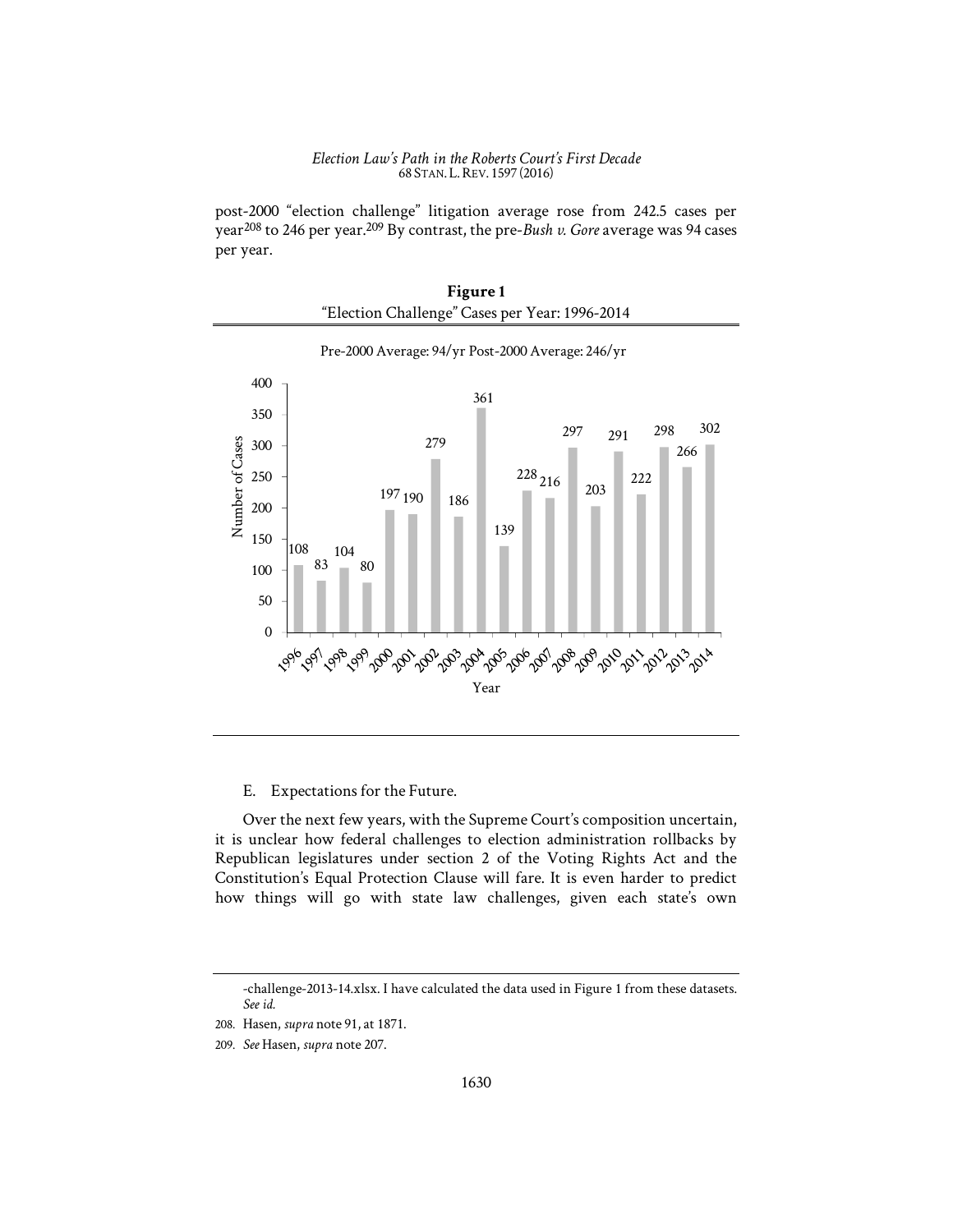post-2000 "election challenge" litigation average rose from 242.5 cases per year[208] to 246 per year.[209] By contrast, the pre-*Bush v. Gore* average was 94 cases per year.

**Figure 1**
"Election Challenge" Cases per Year: 1996-2014

Pre-2000 Average: 94/yr Post-2000 Average: 246/yr

| Year | Number of Cases |
|---|---|
| 1996 | 108 |
| 1997 | 83 |
| 1998 | 104 |
| 1999 | 80 |
| 2000 | 197 |
| 2001 | 190 |
| 2002 | 279 |
| 2003 | 186 |
| 2004 | 361 |
| 2005 | 139 |
| 2006 | 228 |
| 2007 | 216 |
| 2008 | 297 |
| 2009 | 203 |
| 2010 | 291 |
| 2011 | 222 |
| 2012 | 298 |
| 2013 | 266 |
| 2014 | 302 |

E. Expectations for the Future.

Over the next few years, with the Supreme Court's composition uncertain, it is unclear how federal challenges to election administration rollbacks by Republican legislatures under section 2 of the Voting Rights Act and the Constitution's Equal Protection Clause will fare. It is even harder to predict how things will go with state law challenges, given each state's own

-challenge-2013-14.xlsx. I have calculated the data used in Figure 1 from these datasets. *See id.*

208. Hasen, *supra* note 91, at 1871.

209. *See* Hasen, *supra* note 207.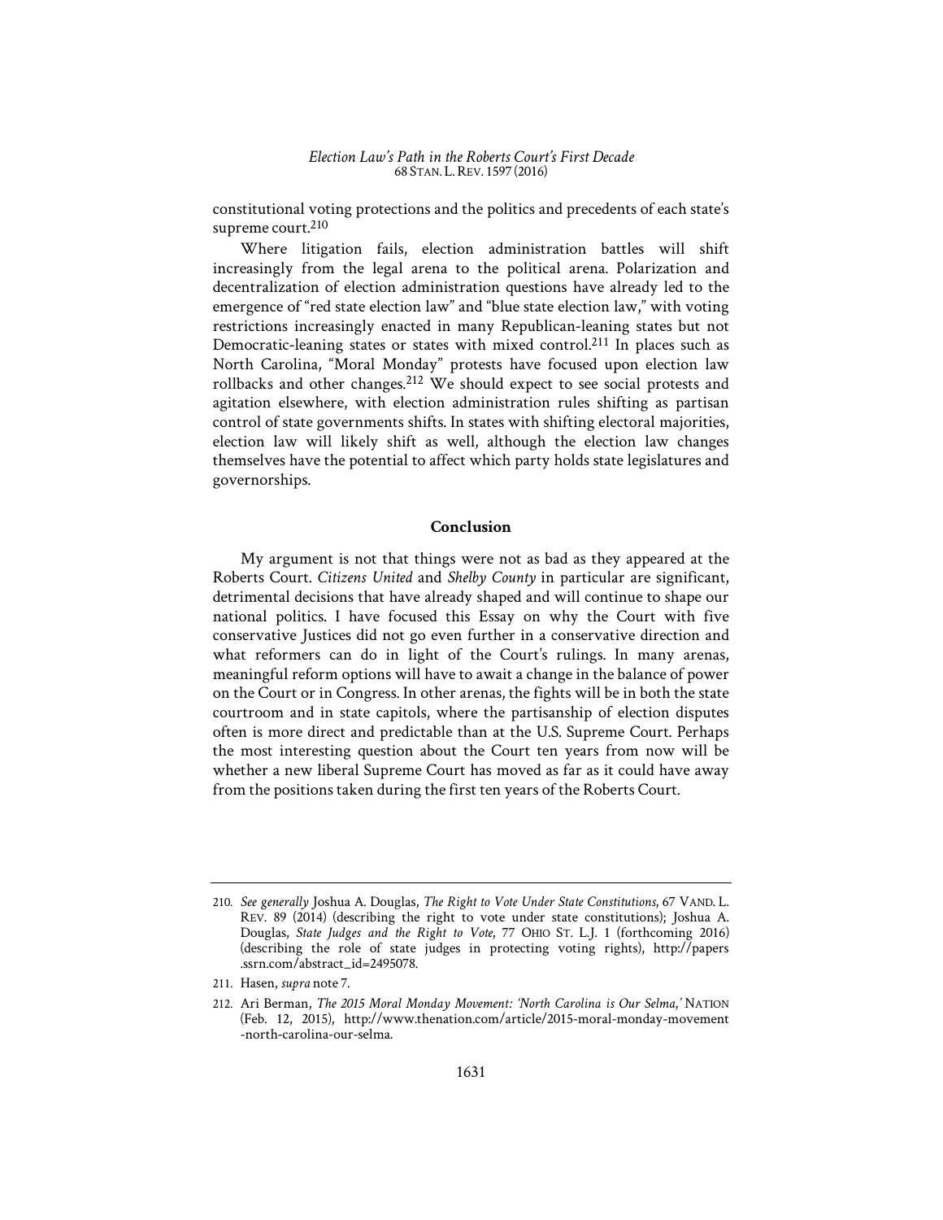constitutional voting protections and the politics and precedents of each state's supreme court.[210]

Where litigation fails, election administration battles will shift increasingly from the legal arena to the political arena. Polarization and decentralization of election administration questions have already led to the emergence of "red state election law" and "blue state election law," with voting restrictions increasingly enacted in many Republican-leaning states but not Democratic-leaning states or states with mixed control.[211] In places such as North Carolina, "Moral Monday" protests have focused upon election law rollbacks and other changes.[212] We should expect to see social protests and agitation elsewhere, with election administration rules shifting as partisan control of state governments shifts. In states with shifting electoral majorities, election law will likely shift as well, although the election law changes themselves have the potential to affect which party holds state legislatures and governorships.

## Conclusion

My argument is not that things were not as bad as they appeared at the Roberts Court. *Citizens United* and *Shelby County* in particular are significant, detrimental decisions that have already shaped and will continue to shape our national politics. I have focused this Essay on why the Court with five conservative Justices did not go even further in a conservative direction and what reformers can do in light of the Court's rulings. In many arenas, meaningful reform options will have to await a change in the balance of power on the Court or in Congress. In other arenas, the fights will be in both the state courtroom and in state capitols, where the partisanship of election disputes often is more direct and predictable than at the U.S. Supreme Court. Perhaps the most interesting question about the Court ten years from now will be whether a new liberal Supreme Court has moved as far as it could have away from the positions taken during the first ten years of the Roberts Court.

---

210. *See generally* Joshua A. Douglas, *The Right to Vote Under State Constitutions*, 67 VAND. L. REV. 89 (2014) (describing the right to vote under state constitutions); Joshua A. Douglas, *State Judges and the Right to Vote*, 77 OHIO ST. L.J. 1 (forthcoming 2016) (describing the role of state judges in protecting voting rights), http://papers.ssrn.com/abstract_id=2495078.

211. Hasen, *supra* note 7.

212. Ari Berman, *The 2015 Moral Monday Movement: 'North Carolina is Our Selma,'* NATION (Feb. 12, 2015), http://www.thenation.com/article/2015-moral-monday-movement-north-carolina-our-selma.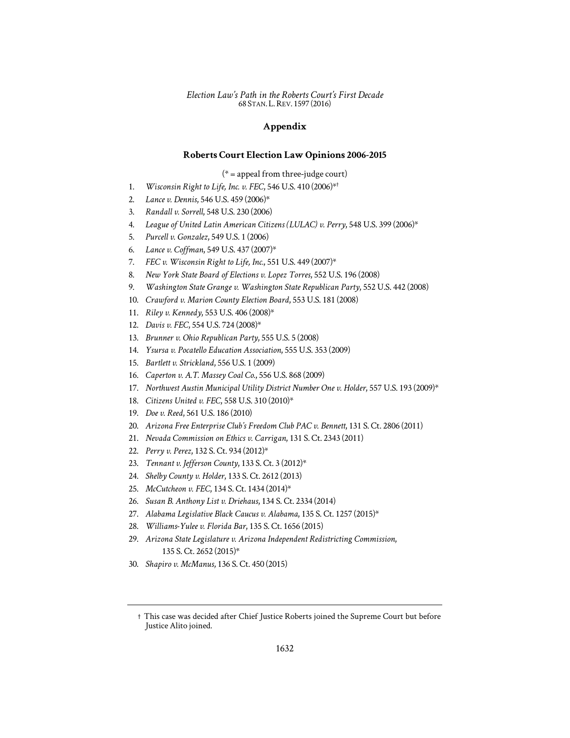## Appendix

### Roberts Court Election Law Opinions 2006-2015

(* = appeal from three-judge court)

1. *Wisconsin Right to Life, Inc. v. FEC*, 546 U.S. 410 (2006)*†
2. *Lance v. Dennis*, 546 U.S. 459 (2006)*
3. *Randall v. Sorrell*, 548 U.S. 230 (2006)
4. *League of United Latin American Citizens (LULAC) v. Perry*, 548 U.S. 399 (2006)*
5. *Purcell v. Gonzalez*, 549 U.S. 1 (2006)
6. *Lance v. Coffman*, 549 U.S. 437 (2007)*
7. *FEC v. Wisconsin Right to Life, Inc.*, 551 U.S. 449 (2007)*
8. *New York State Board of Elections v. Lopez Torres*, 552 U.S. 196 (2008)
9. *Washington State Grange v. Washington State Republican Party*, 552 U.S. 442 (2008)
10. *Crawford v. Marion County Election Board*, 553 U.S. 181 (2008)
11. *Riley v. Kennedy*, 553 U.S. 406 (2008)*
12. *Davis v. FEC*, 554 U.S. 724 (2008)*
13. *Brunner v. Ohio Republican Party*, 555 U.S. 5 (2008)
14. *Ysursa v. Pocatello Education Association*, 555 U.S. 353 (2009)
15. *Bartlett v. Strickland*, 556 U.S. 1 (2009)
16. *Caperton v. A.T. Massey Coal Co.*, 556 U.S. 868 (2009)
17. *Northwest Austin Municipal Utility District Number One v. Holder*, 557 U.S. 193 (2009)*
18. *Citizens United v. FEC*, 558 U.S. 310 (2010)*
19. *Doe v. Reed*, 561 U.S. 186 (2010)
20. *Arizona Free Enterprise Club's Freedom Club PAC v. Bennett*, 131 S. Ct. 2806 (2011)
21. *Nevada Commission on Ethics v. Carrigan*, 131 S. Ct. 2343 (2011)
22. *Perry v. Perez*, 132 S. Ct. 934 (2012)*
23. *Tennant v. Jefferson County*, 133 S. Ct. 3 (2012)*
24. *Shelby County v. Holder*, 133 S. Ct. 2612 (2013)
25. *McCutcheon v. FEC*, 134 S. Ct. 1434 (2014)*
26. *Susan B. Anthony List v. Driehaus*, 134 S. Ct. 2334 (2014)
27. *Alabama Legislative Black Caucus v. Alabama*, 135 S. Ct. 1257 (2015)*
28. *Williams-Yulee v. Florida Bar*, 135 S. Ct. 1656 (2015)
29. *Arizona State Legislature v. Arizona Independent Redistricting Commission*, 135 S. Ct. 2652 (2015)*
30. *Shapiro v. McManus*, 136 S. Ct. 450 (2015)

---

† This case was decided after Chief Justice Roberts joined the Supreme Court but before Justice Alito joined.